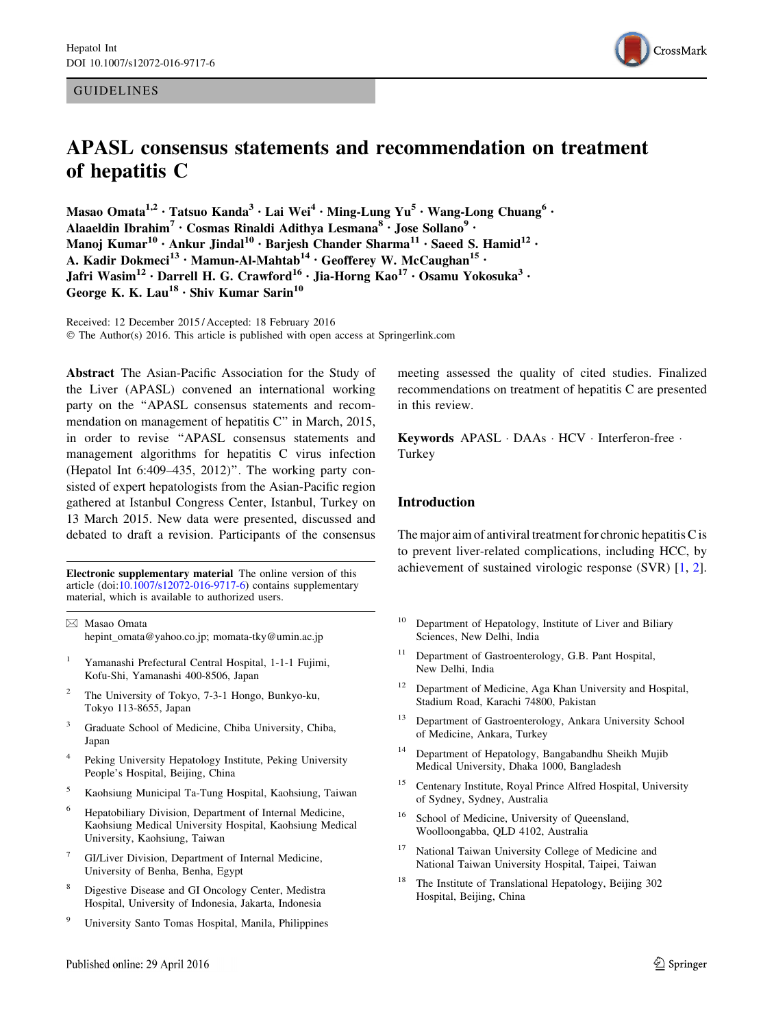GUIDELINES

# APASL consensus statements and recommendation on treatment of hepatitis C

**Masao Omata[1,2] · Tatsuo Kanda[3] · Lai Wei[4] · Ming-Lung Yu[5] · Wang-Long Chuang[6] · Alaaeldin Ibrahim[7] · Cosmas Rinaldi Adithya Lesmana[8] · Jose Sollano[9] · Manoj Kumar[10] · Ankur Jindal[10] · Barjesh Chander Sharma[11] · Saeed S. Hamid[12] · A. Kadir Dokmeci[13] · Mamun-Al-Mahtab[14] · Geofferey W. McCaughan[15] · Jafri Wasim[12] · Darrell H. G. Crawford[16] · Jia-Horng Kao[17] · Osamu Yokosuka[3] · George K. K. Lau[18] · Shiv Kumar Sarin[10]**

Received: 12 December 2015 / Accepted: 18 February 2016
© The Author(s) 2016. This article is published with open access at Springerlink.com

**Abstract** The Asian-Pacific Association for the Study of the Liver (APASL) convened an international working party on the "APASL consensus statements and recommendation on management of hepatitis C" in March, 2015, in order to revise "APASL consensus statements and management algorithms for hepatitis C virus infection (Hepatol Int 6:409–435, 2012)". The working party consisted of expert hepatologists from the Asian-Pacific region gathered at Istanbul Congress Center, Istanbul, Turkey on 13 March 2015. New data were presented, discussed and debated to draft a revision. Participants of the consensus meeting assessed the quality of cited studies. Finalized recommendations on treatment of hepatitis C are presented in this review.

**Keywords** APASL · DAAs · HCV · Interferon-free · Turkey

## Introduction

The major aim of antiviral treatment for chronic hepatitis C is to prevent liver-related complications, including HCC, by achievement of sustained virologic response (SVR) [1, 2].

**Electronic supplementary material** The online version of this article (doi:10.1007/s12072-016-9717-6) contains supplementary material, which is available to authorized users.

✉ Masao Omata
hepint_omata@yahoo.co.jp; momata-tky@umin.ac.jp

1. Yamanashi Prefectural Central Hospital, 1-1-1 Fujimi, Kofu-Shi, Yamanashi 400-8506, Japan
2. The University of Tokyo, 7-3-1 Hongo, Bunkyo-ku, Tokyo 113-8655, Japan
3. Graduate School of Medicine, Chiba University, Chiba, Japan
4. Peking University Hepatology Institute, Peking University People's Hospital, Beijing, China
5. Kaohsiung Municipal Ta-Tung Hospital, Kaohsiung, Taiwan
6. Hepatobiliary Division, Department of Internal Medicine, Kaohsiung Medical University Hospital, Kaohsiung Medical University, Kaohsiung, Taiwan
7. GI/Liver Division, Department of Internal Medicine, University of Benha, Benha, Egypt
8. Digestive Disease and GI Oncology Center, Medistra Hospital, University of Indonesia, Jakarta, Indonesia
9. University Santo Tomas Hospital, Manila, Philippines
10. Department of Hepatology, Institute of Liver and Biliary Sciences, New Delhi, India
11. Department of Gastroenterology, G.B. Pant Hospital, New Delhi, India
12. Department of Medicine, Aga Khan University and Hospital, Stadium Road, Karachi 74800, Pakistan
13. Department of Gastroenterology, Ankara University School of Medicine, Ankara, Turkey
14. Department of Hepatology, Bangabandhu Sheikh Mujib Medical University, Dhaka 1000, Bangladesh
15. Centenary Institute, Royal Prince Alfred Hospital, University of Sydney, Sydney, Australia
16. School of Medicine, University of Queensland, Woolloongabba, QLD 4102, Australia
17. National Taiwan University College of Medicine and National Taiwan University Hospital, Taipei, Taiwan
18. The Institute of Translational Hepatology, Beijing 302 Hospital, Beijing, China

Published online: 29 April 2016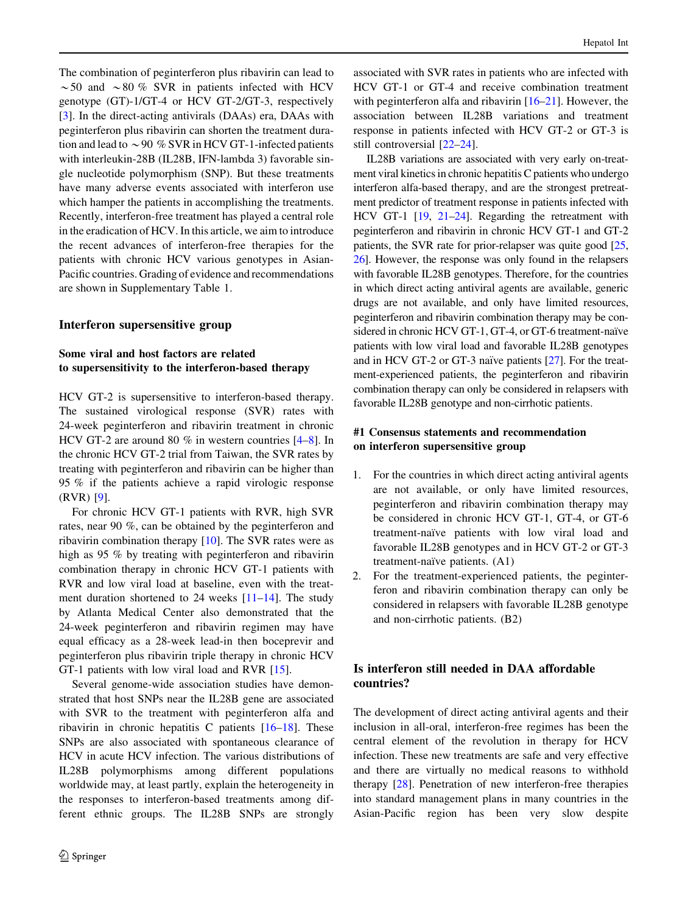The combination of peginterferon plus ribavirin can lead to ~50 and ~80 % SVR in patients infected with HCV genotype (GT)-1/GT-4 or HCV GT-2/GT-3, respectively [3]. In the direct-acting antivirals (DAAs) era, DAAs with peginterferon plus ribavirin can shorten the treatment duration and lead to ~90 % SVR in HCV GT-1-infected patients with interleukin-28B (IL28B, IFN-lambda 3) favorable single nucleotide polymorphism (SNP). But these treatments have many adverse events associated with interferon use which hamper the patients in accomplishing the treatments. Recently, interferon-free treatment has played a central role in the eradication of HCV. In this article, we aim to introduce the recent advances of interferon-free therapies for the patients with chronic HCV various genotypes in Asian-Pacific countries. Grading of evidence and recommendations are shown in Supplementary Table 1.

## Interferon supersensitive group

### Some viral and host factors are related to supersensitivity to the interferon-based therapy

HCV GT-2 is supersensitive to interferon-based therapy. The sustained virological response (SVR) rates with 24-week peginterferon and ribavirin treatment in chronic HCV GT-2 are around 80 % in western countries [4–8]. In the chronic HCV GT-2 trial from Taiwan, the SVR rates by treating with peginterferon and ribavirin can be higher than 95 % if the patients achieve a rapid virologic response (RVR) [9].

For chronic HCV GT-1 patients with RVR, high SVR rates, near 90 %, can be obtained by the peginterferon and ribavirin combination therapy [10]. The SVR rates were as high as 95 % by treating with peginterferon and ribavirin combination therapy in chronic HCV GT-1 patients with RVR and low viral load at baseline, even with the treatment duration shortened to 24 weeks [11–14]. The study by Atlanta Medical Center also demonstrated that the 24-week peginterferon and ribavirin regimen may have equal efficacy as a 28-week lead-in then boceprevir and peginterferon plus ribavirin triple therapy in chronic HCV GT-1 patients with low viral load and RVR [15].

Several genome-wide association studies have demonstrated that host SNPs near the IL28B gene are associated with SVR to the treatment with peginterferon alfa and ribavirin in chronic hepatitis C patients [16–18]. These SNPs are also associated with spontaneous clearance of HCV in acute HCV infection. The various distributions of IL28B polymorphisms among different populations worldwide may, at least partly, explain the heterogeneity in the responses to interferon-based treatments among different ethnic groups. The IL28B SNPs are strongly associated with SVR rates in patients who are infected with HCV GT-1 or GT-4 and receive combination treatment with peginterferon alfa and ribavirin [16–21]. However, the association between IL28B variations and treatment response in patients infected with HCV GT-2 or GT-3 is still controversial [22–24].

IL28B variations are associated with very early on-treatment viral kinetics in chronic hepatitis C patients who undergo interferon alfa-based therapy, and are the strongest pretreatment predictor of treatment response in patients infected with HCV GT-1 [19, 21–24]. Regarding the retreatment with peginterferon and ribavirin in chronic HCV GT-1 and GT-2 patients, the SVR rate for prior-relapser was quite good [25, 26]. However, the response was only found in the relapsers with favorable IL28B genotypes. Therefore, for the countries in which direct acting antiviral agents are available, generic drugs are not available, and only have limited resources, peginterferon and ribavirin combination therapy may be considered in chronic HCV GT-1, GT-4, or GT-6 treatment-naïve patients with low viral load and favorable IL28B genotypes and in HCV GT-2 or GT-3 naïve patients [27]. For the treatment-experienced patients, the peginterferon and ribavirin combination therapy can only be considered in relapsers with favorable IL28B genotype and non-cirrhotic patients.

### #1 Consensus statements and recommendation on interferon supersensitive group

1. For the countries in which direct acting antiviral agents are not available, or only have limited resources, peginterferon and ribavirin combination therapy may be considered in chronic HCV GT-1, GT-4, or GT-6 treatment-naïve patients with low viral load and favorable IL28B genotypes and in HCV GT-2 or GT-3 treatment-naïve patients. (A1)
2. For the treatment-experienced patients, the peginterferon and ribavirin combination therapy can only be considered in relapsers with favorable IL28B genotype and non-cirrhotic patients. (B2)

## Is interferon still needed in DAA affordable countries?

The development of direct acting antiviral agents and their inclusion in all-oral, interferon-free regimes has been the central element of the revolution in therapy for HCV infection. These new treatments are safe and very effective and there are virtually no medical reasons to withhold therapy [28]. Penetration of new interferon-free therapies into standard management plans in many countries in the Asian-Pacific region has been very slow despite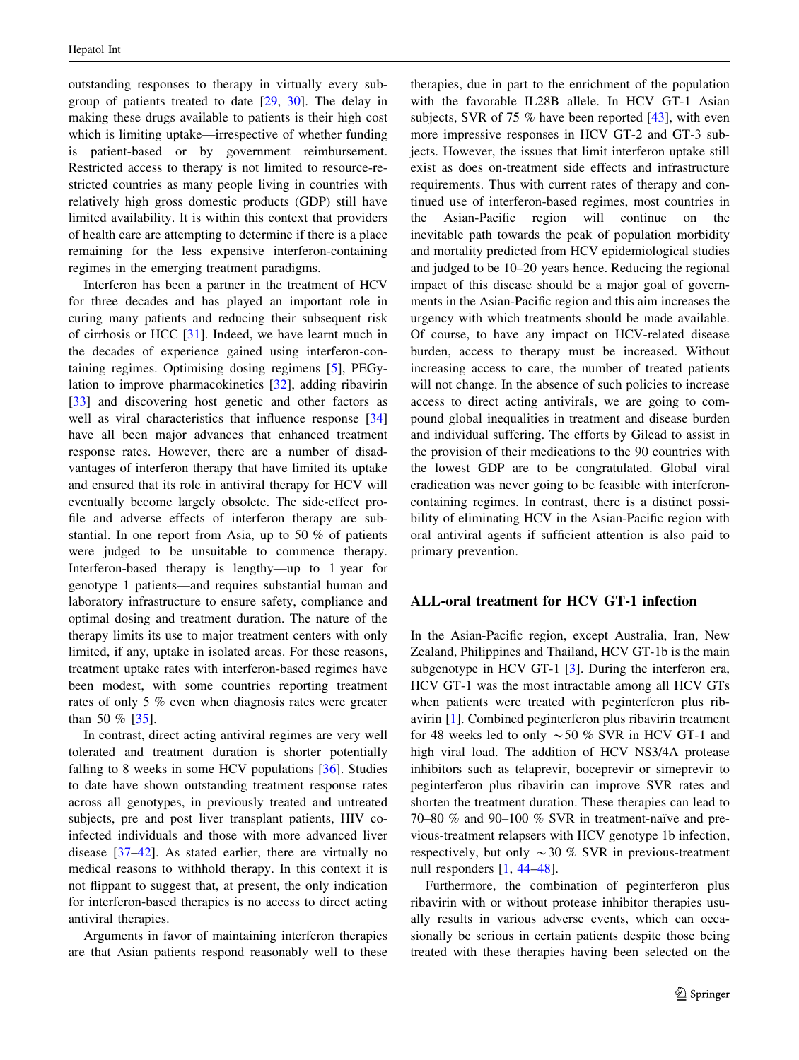outstanding responses to therapy in virtually every subgroup of patients treated to date [29, 30]. The delay in making these drugs available to patients is their high cost which is limiting uptake—irrespective of whether funding is patient-based or by government reimbursement. Restricted access to therapy is not limited to resource-restricted countries as many people living in countries with relatively high gross domestic products (GDP) still have limited availability. It is within this context that providers of health care are attempting to determine if there is a place remaining for the less expensive interferon-containing regimes in the emerging treatment paradigms.

Interferon has been a partner in the treatment of HCV for three decades and has played an important role in curing many patients and reducing their subsequent risk of cirrhosis or HCC [31]. Indeed, we have learnt much in the decades of experience gained using interferon-containing regimes. Optimising dosing regimens [5], PEGylation to improve pharmacokinetics [32], adding ribavirin [33] and discovering host genetic and other factors as well as viral characteristics that influence response [34] have all been major advances that enhanced treatment response rates. However, there are a number of disadvantages of interferon therapy that have limited its uptake and ensured that its role in antiviral therapy for HCV will eventually become largely obsolete. The side-effect profile and adverse effects of interferon therapy are substantial. In one report from Asia, up to 50 % of patients were judged to be unsuitable to commence therapy. Interferon-based therapy is lengthy—up to 1 year for genotype 1 patients—and requires substantial human and laboratory infrastructure to ensure safety, compliance and optimal dosing and treatment duration. The nature of the therapy limits its use to major treatment centers with only limited, if any, uptake in isolated areas. For these reasons, treatment uptake rates with interferon-based regimes have been modest, with some countries reporting treatment rates of only 5 % even when diagnosis rates were greater than 50 % [35].

In contrast, direct acting antiviral regimes are very well tolerated and treatment duration is shorter potentially falling to 8 weeks in some HCV populations [36]. Studies to date have shown outstanding treatment response rates across all genotypes, in previously treated and untreated subjects, pre and post liver transplant patients, HIV co-infected individuals and those with more advanced liver disease [37–42]. As stated earlier, there are virtually no medical reasons to withhold therapy. In this context it is not flippant to suggest that, at present, the only indication for interferon-based therapies is no access to direct acting antiviral therapies.

Arguments in favor of maintaining interferon therapies are that Asian patients respond reasonably well to these therapies, due in part to the enrichment of the population with the favorable IL28B allele. In HCV GT-1 Asian subjects, SVR of 75 % have been reported [43], with even more impressive responses in HCV GT-2 and GT-3 subjects. However, the issues that limit interferon uptake still exist as does on-treatment side effects and infrastructure requirements. Thus with current rates of therapy and continued use of interferon-based regimes, most countries in the Asian-Pacific region will continue on the inevitable path towards the peak of population morbidity and mortality predicted from HCV epidemiological studies and judged to be 10–20 years hence. Reducing the regional impact of this disease should be a major goal of governments in the Asian-Pacific region and this aim increases the urgency with which treatments should be made available. Of course, to have any impact on HCV-related disease burden, access to therapy must be increased. Without increasing access to care, the number of treated patients will not change. In the absence of such policies to increase access to direct acting antivirals, we are going to compound global inequalities in treatment and disease burden and individual suffering. The efforts by Gilead to assist in the provision of their medications to the 90 countries with the lowest GDP are to be congratulated. Global viral eradication was never going to be feasible with interferon-containing regimes. In contrast, there is a distinct possibility of eliminating HCV in the Asian-Pacific region with oral antiviral agents if sufficient attention is also paid to primary prevention.

## ALL-oral treatment for HCV GT-1 infection

In the Asian-Pacific region, except Australia, Iran, New Zealand, Philippines and Thailand, HCV GT-1b is the main subgenotype in HCV GT-1 [3]. During the interferon era, HCV GT-1 was the most intractable among all HCV GTs when patients were treated with peginterferon plus ribavirin [1]. Combined peginterferon plus ribavirin treatment for 48 weeks led to only ~50 % SVR in HCV GT-1 and high viral load. The addition of HCV NS3/4A protease inhibitors such as telaprevir, boceprevir or simeprevir to peginterferon plus ribavirin can improve SVR rates and shorten the treatment duration. These therapies can lead to 70–80 % and 90–100 % SVR in treatment-naïve and previous-treatment relapsers with HCV genotype 1b infection, respectively, but only ~30 % SVR in previous-treatment null responders [1, 44–48].

Furthermore, the combination of peginterferon plus ribavirin with or without protease inhibitor therapies usually results in various adverse events, which can occasionally be serious in certain patients despite those being treated with these therapies having been selected on the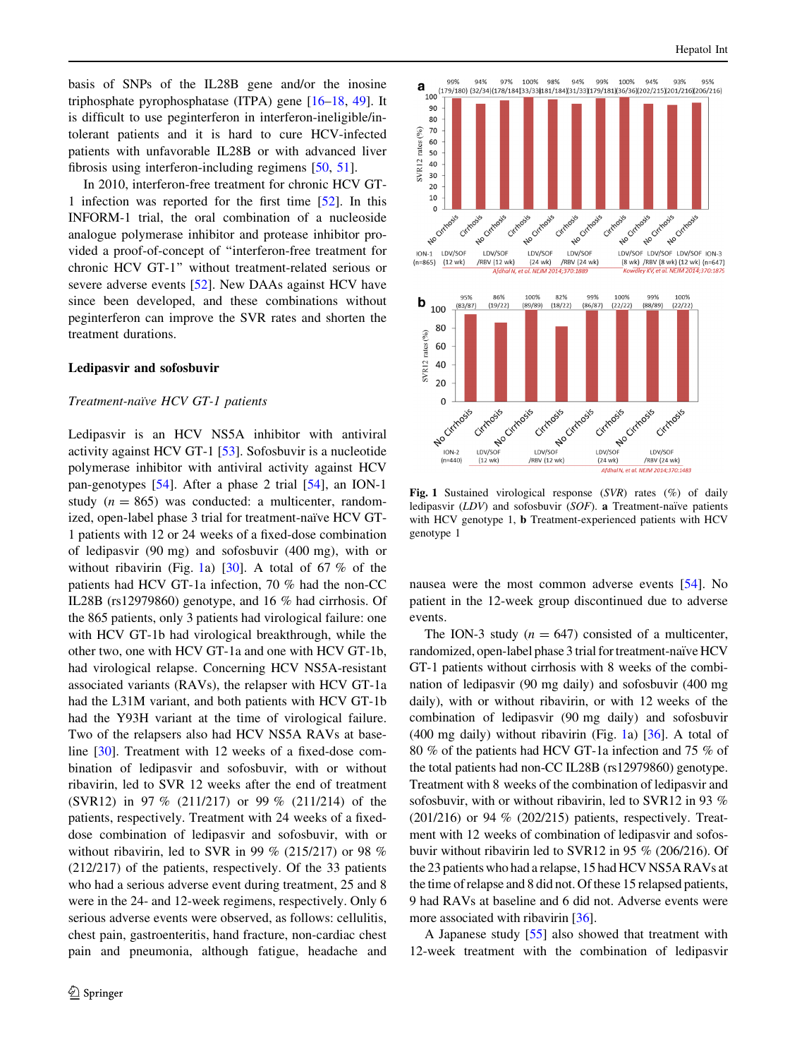basis of SNPs of the IL28B gene and/or the inosine triphosphate pyrophosphatase (ITPA) gene [16–18, 49]. It is difficult to use peginterferon in interferon-ineligible/intolerant patients and it is hard to cure HCV-infected patients with unfavorable IL28B or with advanced liver fibrosis using interferon-including regimens [50, 51].

In 2010, interferon-free treatment for chronic HCV GT-1 infection was reported for the first time [52]. In this INFORM-1 trial, the oral combination of a nucleoside analogue polymerase inhibitor and protease inhibitor provided a proof-of-concept of "interferon-free treatment for chronic HCV GT-1" without treatment-related serious or severe adverse events [52]. New DAAs against HCV have since been developed, and these combinations without peginterferon can improve the SVR rates and shorten the treatment durations.

## Ledipasvir and sofosbuvir

### *Treatment-naïve HCV GT-1 patients*

Ledipasvir is an HCV NS5A inhibitor with antiviral activity against HCV GT-1 [53]. Sofosbuvir is a nucleotide polymerase inhibitor with antiviral activity against HCV pan-genotypes [54]. After a phase 2 trial [54], an ION-1 study ($n = 865$) was conducted: a multicenter, randomized, open-label phase 3 trial for treatment-naïve HCV GT-1 patients with 12 or 24 weeks of a fixed-dose combination of ledipasvir (90 mg) and sofosbuvir (400 mg), with or without ribavirin (Fig. 1a) [30]. A total of 67 % of the patients had HCV GT-1a infection, 70 % had the non-CC IL28B (rs12979860) genotype, and 16 % had cirrhosis. Of the 865 patients, only 3 patients had virological failure: one with HCV GT-1b had virological breakthrough, while the other two, one with HCV GT-1a and one with HCV GT-1b, had virological relapse. Concerning HCV NS5A-resistant associated variants (RAVs), the relapser with HCV GT-1a had the L31M variant, and both patients with HCV GT-1b had the Y93H variant at the time of virological failure. Two of the relapsers also had HCV NS5A RAVs at baseline [30]. Treatment with 12 weeks of a fixed-dose combination of ledipasvir and sofosbuvir, with or without ribavirin, led to SVR 12 weeks after the end of treatment (SVR12) in 97 % (211/217) or 99 % (211/214) of the patients, respectively. Treatment with 24 weeks of a fixed-dose combination of ledipasvir and sofosbuvir, with or without ribavirin, led to SVR in 99 % (215/217) or 98 % (212/217) of the patients, respectively. Of the 33 patients who had a serious adverse event during treatment, 25 and 8 were in the 24- and 12-week regimens, respectively. Only 6 serious adverse events were observed, as follows: cellulitis, chest pain, gastroenteritis, hand fracture, non-cardiac chest pain and pneumonia, although fatigue, headache and nausea were the most common adverse events [54]. No patient in the 12-week group discontinued due to adverse events.

**Fig. 1** Sustained virological response (*SVR*) rates (%) of daily ledipasvir (*LDV*) and sofosbuvir (*SOF*). **a** Treatment-naïve patients with HCV genotype 1, **b** Treatment-experienced patients with HCV genotype 1

The ION-3 study ($n = 647$) consisted of a multicenter, randomized, open-label phase 3 trial for treatment-naïve HCV GT-1 patients without cirrhosis with 8 weeks of the combination of ledipasvir (90 mg daily) and sofosbuvir (400 mg daily), with or without ribavirin, or with 12 weeks of the combination of ledipasvir (90 mg daily) and sofosbuvir (400 mg daily) without ribavirin (Fig. 1a) [36]. A total of 80 % of the patients had HCV GT-1a infection and 75 % of the total patients had non-CC IL28B (rs12979860) genotype. Treatment with 8 weeks of the combination of ledipasvir and sofosbuvir, with or without ribavirin, led to SVR12 in 93 % (201/216) or 94 % (202/215) patients, respectively. Treatment with 12 weeks of combination of ledipasvir and sofosbuvir without ribavirin led to SVR12 in 95 % (206/216). Of the 23 patients who had a relapse, 15 had HCV NS5A RAVs at the time of relapse and 8 did not. Of these 15 relapsed patients, 9 had RAVs at baseline and 6 did not. Adverse events were more associated with ribavirin [36].

A Japanese study [55] also showed that treatment with 12-week treatment with the combination of ledipasvir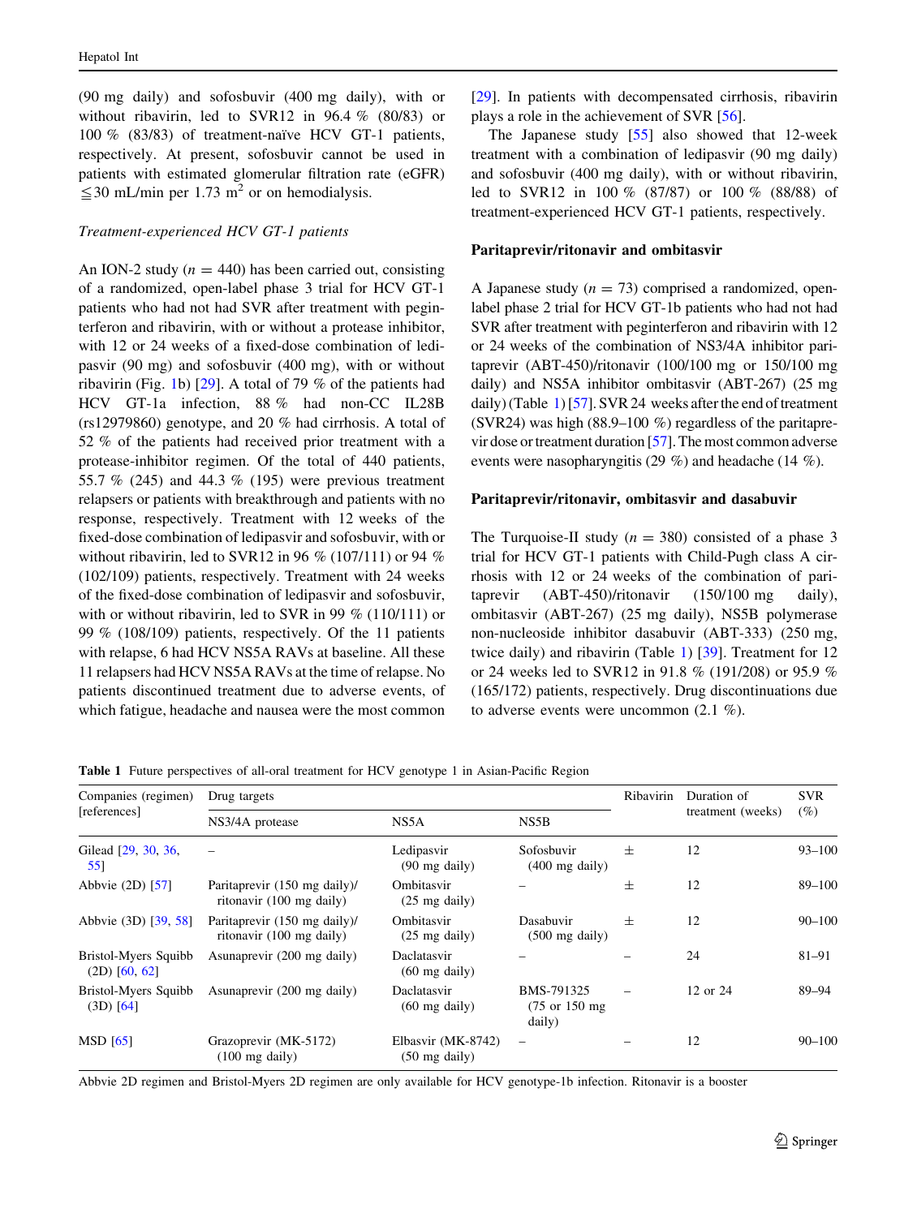(90 mg daily) and sofosbuvir (400 mg daily), with or without ribavirin, led to SVR12 in 96.4 % (80/83) or 100 % (83/83) of treatment-naïve HCV GT-1 patients, respectively. At present, sofosbuvir cannot be used in patients with estimated glomerular filtration rate (eGFR) ≦30 mL/min per 1.73 $m^2$ or on hemodialysis.

*Treatment-experienced HCV GT-1 patients*

An ION-2 study ($n = 440$) has been carried out, consisting of a randomized, open-label phase 3 trial for HCV GT-1 patients who had not had SVR after treatment with peginterferon and ribavirin, with or without a protease inhibitor, with 12 or 24 weeks of a fixed-dose combination of ledipasvir (90 mg) and sofosbuvir (400 mg), with or without ribavirin (Fig. 1b) [29]. A total of 79 % of the patients had HCV GT-1a infection, 88 % had non-CC IL28B (rs12979860) genotype, and 20 % had cirrhosis. A total of 52 % of the patients had received prior treatment with a protease-inhibitor regimen. Of the total of 440 patients, 55.7 % (245) and 44.3 % (195) were previous treatment relapsers or patients with breakthrough and patients with no response, respectively. Treatment with 12 weeks of the fixed-dose combination of ledipasvir and sofosbuvir, with or without ribavirin, led to SVR12 in 96 % (107/111) or 94 % (102/109) patients, respectively. Treatment with 24 weeks of the fixed-dose combination of ledipasvir and sofosbuvir, with or without ribavirin, led to SVR in 99 % (110/111) or 99 % (108/109) patients, respectively. Of the 11 patients with relapse, 6 had HCV NS5A RAVs at baseline. All these 11 relapsers had HCV NS5A RAVs at the time of relapse. No patients discontinued treatment due to adverse events, of which fatigue, headache and nausea were the most common [29]. In patients with decompensated cirrhosis, ribavirin plays a role in the achievement of SVR [56].

The Japanese study [55] also showed that 12-week treatment with a combination of ledipasvir (90 mg daily) and sofosbuvir (400 mg daily), with or without ribavirin, led to SVR12 in 100 % (87/87) or 100 % (88/88) of treatment-experienced HCV GT-1 patients, respectively.

### Paritaprevir/ritonavir and ombitasvir

A Japanese study ($n = 73$) comprised a randomized, open-label phase 2 trial for HCV GT-1b patients who had not had SVR after treatment with peginterferon and ribavirin with 12 or 24 weeks of the combination of NS3/4A inhibitor paritaprevir (ABT-450)/ritonavir (100/100 mg or 150/100 mg daily) and NS5A inhibitor ombitasvir (ABT-267) (25 mg daily) (Table 1) [57]. SVR 24 weeks after the end of treatment (SVR24) was high (88.9–100 %) regardless of the paritaprevir dose or treatment duration [57]. The most common adverse events were nasopharyngitis (29 %) and headache (14 %).

### Paritaprevir/ritonavir, ombitasvir and dasabuvir

The Turquoise-II study ($n = 380$) consisted of a phase 3 trial for HCV GT-1 patients with Child-Pugh class A cirrhosis with 12 or 24 weeks of the combination of paritaprevir (ABT-450)/ritonavir (150/100 mg daily), ombitasvir (ABT-267) (25 mg daily), NS5B polymerase non-nucleoside inhibitor dasabuvir (ABT-333) (250 mg, twice daily) and ribavirin (Table 1) [39]. Treatment for 12 or 24 weeks led to SVR12 in 91.8 % (191/208) or 95.9 % (165/172) patients, respectively. Drug discontinuations due to adverse events were uncommon (2.1 %).

**Table 1** Future perspectives of all-oral treatment for HCV genotype 1 in Asian-Pacific Region

| Companies (regimen) [references] | Drug targets | | | Ribavirin | Duration of treatment (weeks) | SVR (%) |
|---|---|---|---|---|---|---|
| | NS3/4A protease | NS5A | NS5B | | | |
| Gilead [29, 30, 36, 55] | – | Ledipasvir (90 mg daily) | Sofosbuvir (400 mg daily) | ± | 12 | 93–100 |
| Abbvie (2D) [57] | Paritaprevir (150 mg daily)/ ritonavir (100 mg daily) | Ombitasvir (25 mg daily) | – | ± | 12 | 89–100 |
| Abbvie (3D) [39, 58] | Paritaprevir (150 mg daily)/ ritonavir (100 mg daily) | Ombitasvir (25 mg daily) | Dasabuvir (500 mg daily) | ± | 12 | 90–100 |
| Bristol-Myers Squibb (2D) [60, 62] | Asunaprevir (200 mg daily) | Daclatasvir (60 mg daily) | – | – | 24 | 81–91 |
| Bristol-Myers Squibb (3D) [64] | Asunaprevir (200 mg daily) | Daclatasvir (60 mg daily) | BMS-791325 (75 or 150 mg daily) | – | 12 or 24 | 89–94 |
| MSD [65] | Grazoprevir (MK-5172) (100 mg daily) | Elbasvir (MK-8742) (50 mg daily) | – | – | 12 | 90–100 |

Abbvie 2D regimen and Bristol-Myers 2D regimen are only available for HCV genotype-1b infection. Ritonavir is a booster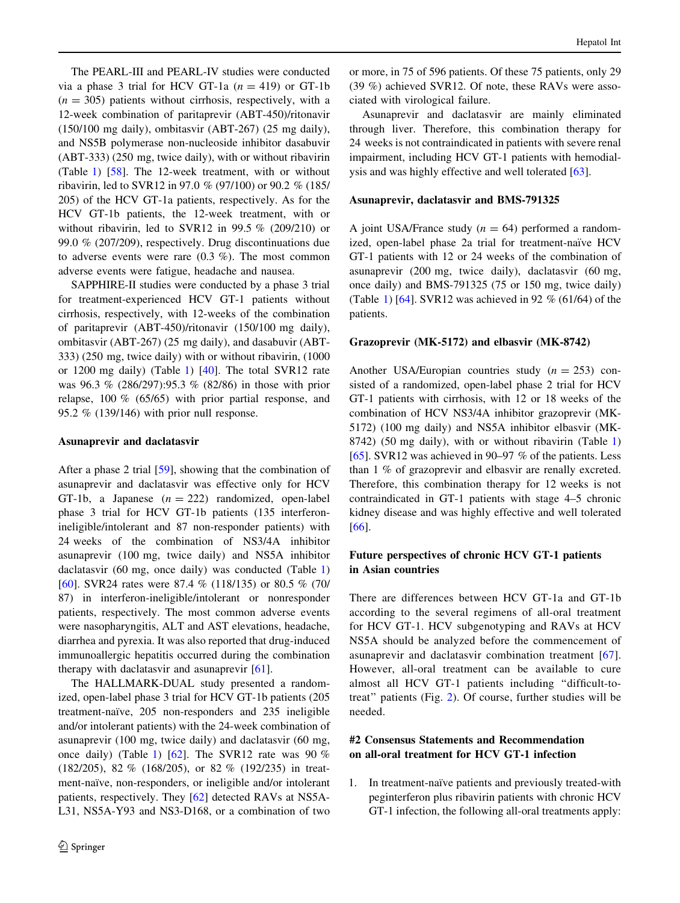The PEARL-III and PEARL-IV studies were conducted via a phase 3 trial for HCV GT-1a ($n = 419$) or GT-1b ($n = 305$) patients without cirrhosis, respectively, with a 12-week combination of paritaprevir (ABT-450)/ritonavir (150/100 mg daily), ombitasvir (ABT-267) (25 mg daily), and NS5B polymerase non-nucleoside inhibitor dasabuvir (ABT-333) (250 mg, twice daily), with or without ribavirin (Table 1) [58]. The 12-week treatment, with or without ribavirin, led to SVR12 in 97.0 % (97/100) or 90.2 % (185/205) of the HCV GT-1a patients, respectively. As for the HCV GT-1b patients, the 12-week treatment, with or without ribavirin, led to SVR12 in 99.5 % (209/210) or 99.0 % (207/209), respectively. Drug discontinuations due to adverse events were rare (0.3 %). The most common adverse events were fatigue, headache and nausea.

SAPPHIRE-II studies were conducted by a phase 3 trial for treatment-experienced HCV GT-1 patients without cirrhosis, respectively, with 12-weeks of the combination of paritaprevir (ABT-450)/ritonavir (150/100 mg daily), ombitasvir (ABT-267) (25 mg daily), and dasabuvir (ABT-333) (250 mg, twice daily) with or without ribavirin, (1000 or 1200 mg daily) (Table 1) [40]. The total SVR12 rate was 96.3 % (286/297):95.3 % (82/86) in those with prior relapse, 100 % (65/65) with prior partial response, and 95.2 % (139/146) with prior null response.

#### Asunaprevir and daclatasvir

After a phase 2 trial [59], showing that the combination of asunaprevir and daclatasvir was effective only for HCV GT-1b, a Japanese ($n = 222$) randomized, open-label phase 3 trial for HCV GT-1b patients (135 interferon-ineligible/intolerant and 87 non-responder patients) with 24 weeks of the combination of NS3/4A inhibitor asunaprevir (100 mg, twice daily) and NS5A inhibitor daclatasvir (60 mg, once daily) was conducted (Table 1) [60]. SVR24 rates were 87.4 % (118/135) or 80.5 % (70/87) in interferon-ineligible/intolerant or nonresponder patients, respectively. The most common adverse events were nasopharyngitis, ALT and AST elevations, headache, diarrhea and pyrexia. It was also reported that drug-induced immunoallergic hepatitis occurred during the combination therapy with daclatasvir and asunaprevir [61].

The HALLMARK-DUAL study presented a randomized, open-label phase 3 trial for HCV GT-1b patients (205 treatment-naïve, 205 non-responders and 235 ineligible and/or intolerant patients) with the 24-week combination of asunaprevir (100 mg, twice daily) and daclatasvir (60 mg, once daily) (Table 1) [62]. The SVR12 rate was 90 % (182/205), 82 % (168/205), or 82 % (192/235) in treatment-naïve, non-responders, or ineligible and/or intolerant patients, respectively. They [62] detected RAVs at NS5A-L31, NS5A-Y93 and NS3-D168, or a combination of two or more, in 75 of 596 patients. Of these 75 patients, only 29 (39 %) achieved SVR12. Of note, these RAVs were associated with virological failure.

Asunaprevir and daclatasvir are mainly eliminated through liver. Therefore, this combination therapy for 24 weeks is not contraindicated in patients with severe renal impairment, including HCV GT-1 patients with hemodialysis and was highly effective and well tolerated [63].

#### Asunaprevir, daclatasvir and BMS-791325

A joint USA/France study ($n = 64$) performed a randomized, open-label phase 2a trial for treatment-naïve HCV GT-1 patients with 12 or 24 weeks of the combination of asunaprevir (200 mg, twice daily), daclatasvir (60 mg, once daily) and BMS-791325 (75 or 150 mg, twice daily) (Table 1) [64]. SVR12 was achieved in 92 % (61/64) of the patients.

#### Grazoprevir (MK-5172) and elbasvir (MK-8742)

Another USA/Europian countries study ($n = 253$) consisted of a randomized, open-label phase 2 trial for HCV GT-1 patients with cirrhosis, with 12 or 18 weeks of the combination of HCV NS3/4A inhibitor grazoprevir (MK-5172) (100 mg daily) and NS5A inhibitor elbasvir (MK-8742) (50 mg daily), with or without ribavirin (Table 1) [65]. SVR12 was achieved in 90–97 % of the patients. Less than 1 % of grazoprevir and elbasvir are renally excreted. Therefore, this combination therapy for 12 weeks is not contraindicated in GT-1 patients with stage 4–5 chronic kidney disease and was highly effective and well tolerated [66].

### Future perspectives of chronic HCV GT-1 patients in Asian countries

There are differences between HCV GT-1a and GT-1b according to the several regimens of all-oral treatment for HCV GT-1. HCV subgenotyping and RAVs at HCV NS5A should be analyzed before the commencement of asunaprevir and daclatasvir combination treatment [67]. However, all-oral treatment can be available to cure almost all HCV GT-1 patients including "difficult-to-treat" patients (Fig. 2). Of course, further studies will be needed.

### #2 Consensus Statements and Recommendation on all-oral treatment for HCV GT-1 infection

1. In treatment-naïve patients and previously treated-with peginterferon plus ribavirin patients with chronic HCV GT-1 infection, the following all-oral treatments apply: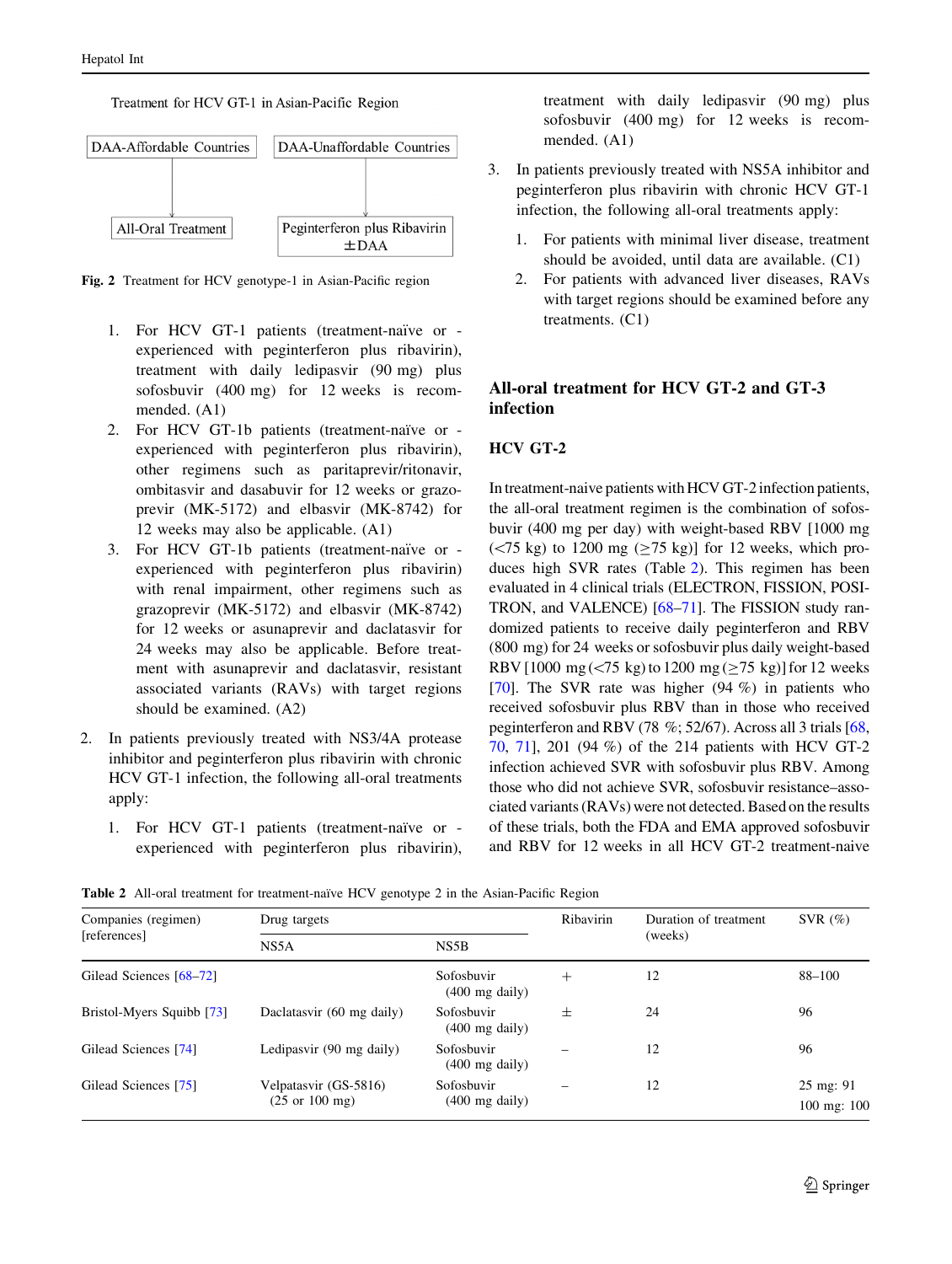Treatment for HCV GT-1 in Asian-Pacific Region

| DAA-Affordable Countries | DAA-Unaffordable Countries |
|---|---|
| ↓ | ↓ |
| All-Oral Treatment | Peginterferon plus Ribavirin ±DAA |

**Fig. 2** Treatment for HCV genotype-1 in Asian-Pacific region

1. For HCV GT-1 patients (treatment-naïve or -experienced with peginterferon plus ribavirin), treatment with daily ledipasvir (90 mg) plus sofosbuvir (400 mg) for 12 weeks is recommended. (A1)
2. For HCV GT-1b patients (treatment-naïve or -experienced with peginterferon plus ribavirin), other regimens such as paritaprevir/ritonavir, ombitasvir and dasabuvir for 12 weeks or grazoprevir (MK-5172) and elbasvir (MK-8742) for 12 weeks may also be applicable. (A1)
3. For HCV GT-1b patients (treatment-naïve or -experienced with peginterferon plus ribavirin) with renal impairment, other regimens such as grazoprevir (MK-5172) and elbasvir (MK-8742) for 12 weeks or asunaprevir and daclatasvir for 24 weeks may also be applicable. Before treatment with asunaprevir and daclatasvir, resistant associated variants (RAVs) with target regions should be examined. (A2)

2. In patients previously treated with NS3/4A protease inhibitor and peginterferon plus ribavirin with chronic HCV GT-1 infection, the following all-oral treatments apply:
   1. For HCV GT-1 patients (treatment-naïve or -experienced with peginterferon plus ribavirin), treatment with daily ledipasvir (90 mg) plus sofosbuvir (400 mg) for 12 weeks is recommended. (A1)

3. In patients previously treated with NS5A inhibitor and peginterferon plus ribavirin with chronic HCV GT-1 infection, the following all-oral treatments apply:
   1. For patients with minimal liver disease, treatment should be avoided, until data are available. (C1)
   2. For patients with advanced liver diseases, RAVs with target regions should be examined before any treatments. (C1)

## All-oral treatment for HCV GT-2 and GT-3 infection

### HCV GT-2

In treatment-naive patients with HCV GT-2 infection patients, the all-oral treatment regimen is the combination of sofosbuvir (400 mg per day) with weight-based RBV [1000 mg (<75 kg) to 1200 mg (≥75 kg)] for 12 weeks, which produces high SVR rates (Table 2). This regimen has been evaluated in 4 clinical trials (ELECTRON, FISSION, POSITRON, and VALENCE) [68–71]. The FISSION study randomized patients to receive daily peginterferon and RBV (800 mg) for 24 weeks or sofosbuvir plus daily weight-based RBV [1000 mg (<75 kg) to 1200 mg (≥75 kg)] for 12 weeks [70]. The SVR rate was higher (94 %) in patients who received sofosbuvir plus RBV than in those who received peginterferon and RBV (78 %; 52/67). Across all 3 trials [68, 70, 71], 201 (94 %) of the 214 patients with HCV GT-2 infection achieved SVR with sofosbuvir plus RBV. Among those who did not achieve SVR, sofosbuvir resistance–associated variants (RAVs) were not detected. Based on the results of these trials, both the FDA and EMA approved sofosbuvir and RBV for 12 weeks in all HCV GT-2 treatment-naive

**Table 2** All-oral treatment for treatment-naïve HCV genotype 2 in the Asian-Pacific Region

| Companies (regimen) [references] | Drug targets | | Ribavirin | Duration of treatment (weeks) | SVR (%) |
|---|---|---|---|---|---|
| | NS5A | NS5B | | | |
| Gilead Sciences [68–72] | | Sofosbuvir (400 mg daily) | + | 12 | 88–100 |
| Bristol-Myers Squibb [73] | Daclatasvir (60 mg daily) | Sofosbuvir (400 mg daily) | ± | 24 | 96 |
| Gilead Sciences [74] | Ledipasvir (90 mg daily) | Sofosbuvir (400 mg daily) | – | 12 | 96 |
| Gilead Sciences [75] | Velpatasvir (GS-5816) (25 or 100 mg) | Sofosbuvir (400 mg daily) | – | 12 | 25 mg: 91<br>100 mg: 100 |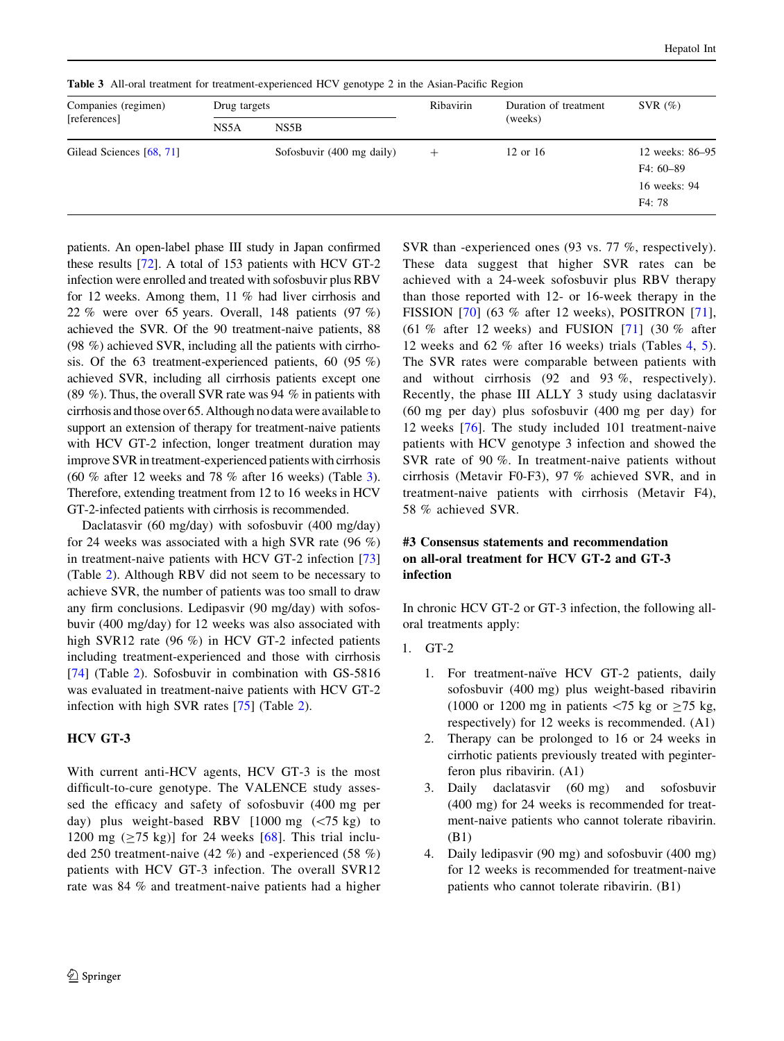**Table 3** All-oral treatment for treatment-experienced HCV genotype 2 in the Asian-Pacific Region

| Companies (regimen) [references] | Drug targets | | Ribavirin | Duration of treatment (weeks) | SVR (%) |
|---|---|---|---|---|---|
| | NS5A | NS5B | | | |
| Gilead Sciences [68, 71] | | Sofosbuvir (400 mg daily) | + | 12 or 16 | 12 weeks: 86–95<br>F4: 60–89<br>16 weeks: 94<br>F4: 78 |

patients. An open-label phase III study in Japan confirmed these results [72]. A total of 153 patients with HCV GT-2 infection were enrolled and treated with sofosbuvir plus RBV for 12 weeks. Among them, 11 % had liver cirrhosis and 22 % were over 65 years. Overall, 148 patients (97 %) achieved the SVR. Of the 90 treatment-naive patients, 88 (98 %) achieved SVR, including all the patients with cirrhosis. Of the 63 treatment-experienced patients, 60 (95 %) achieved SVR, including all cirrhosis patients except one (89 %). Thus, the overall SVR rate was 94 % in patients with cirrhosis and those over 65. Although no data were available to support an extension of therapy for treatment-naive patients with HCV GT-2 infection, longer treatment duration may improve SVR in treatment-experienced patients with cirrhosis (60 % after 12 weeks and 78 % after 16 weeks) (Table 3). Therefore, extending treatment from 12 to 16 weeks in HCV GT-2-infected patients with cirrhosis is recommended.

Daclatasvir (60 mg/day) with sofosbuvir (400 mg/day) for 24 weeks was associated with a high SVR rate (96 %) in treatment-naive patients with HCV GT-2 infection [73] (Table 2). Although RBV did not seem to be necessary to achieve SVR, the number of patients was too small to draw any firm conclusions. Ledipasvir (90 mg/day) with sofosbuvir (400 mg/day) for 12 weeks was also associated with high SVR12 rate (96 %) in HCV GT-2 infected patients including treatment-experienced and those with cirrhosis [74] (Table 2). Sofosbuvir in combination with GS-5816 was evaluated in treatment-naive patients with HCV GT-2 infection with high SVR rates [75] (Table 2).

## HCV GT-3

With current anti-HCV agents, HCV GT-3 is the most difficult-to-cure genotype. The VALENCE study assessed the efficacy and safety of sofosbuvir (400 mg per day) plus weight-based RBV [1000 mg (<75 kg) to 1200 mg (≥75 kg)] for 24 weeks [68]. This trial included 250 treatment-naive (42 %) and -experienced (58 %) patients with HCV GT-3 infection. The overall SVR12 rate was 84 % and treatment-naive patients had a higher SVR than -experienced ones (93 vs. 77 %, respectively). These data suggest that higher SVR rates can be achieved with a 24-week sofosbuvir plus RBV therapy than those reported with 12- or 16-week therapy in the FISSION [70] (63 % after 12 weeks), POSITRON [71], (61 % after 12 weeks) and FUSION [71] (30 % after 12 weeks and 62 % after 16 weeks) trials (Tables 4, 5). The SVR rates were comparable between patients with and without cirrhosis (92 and 93 %, respectively). Recently, the phase III ALLY 3 study using daclatasvir (60 mg per day) plus sofosbuvir (400 mg per day) for 12 weeks [76]. The study included 101 treatment-naive patients with HCV genotype 3 infection and showed the SVR rate of 90 %. In treatment-naive patients without cirrhosis (Metavir F0-F3), 97 % achieved SVR, and in treatment-naive patients with cirrhosis (Metavir F4), 58 % achieved SVR.

### #3 Consensus statements and recommendation on all-oral treatment for HCV GT-2 and GT-3 infection

In chronic HCV GT-2 or GT-3 infection, the following all-oral treatments apply:

1. GT-2
   1. For treatment-naïve HCV GT-2 patients, daily sofosbuvir (400 mg) plus weight-based ribavirin (1000 or 1200 mg in patients <75 kg or ≥75 kg, respectively) for 12 weeks is recommended. (A1)
   2. Therapy can be prolonged to 16 or 24 weeks in cirrhotic patients previously treated with peginterferon plus ribavirin. (A1)
   3. Daily daclatasvir (60 mg) and sofosbuvir (400 mg) for 24 weeks is recommended for treatment-naive patients who cannot tolerate ribavirin. (B1)
   4. Daily ledipasvir (90 mg) and sofosbuvir (400 mg) for 12 weeks is recommended for treatment-naive patients who cannot tolerate ribavirin. (B1)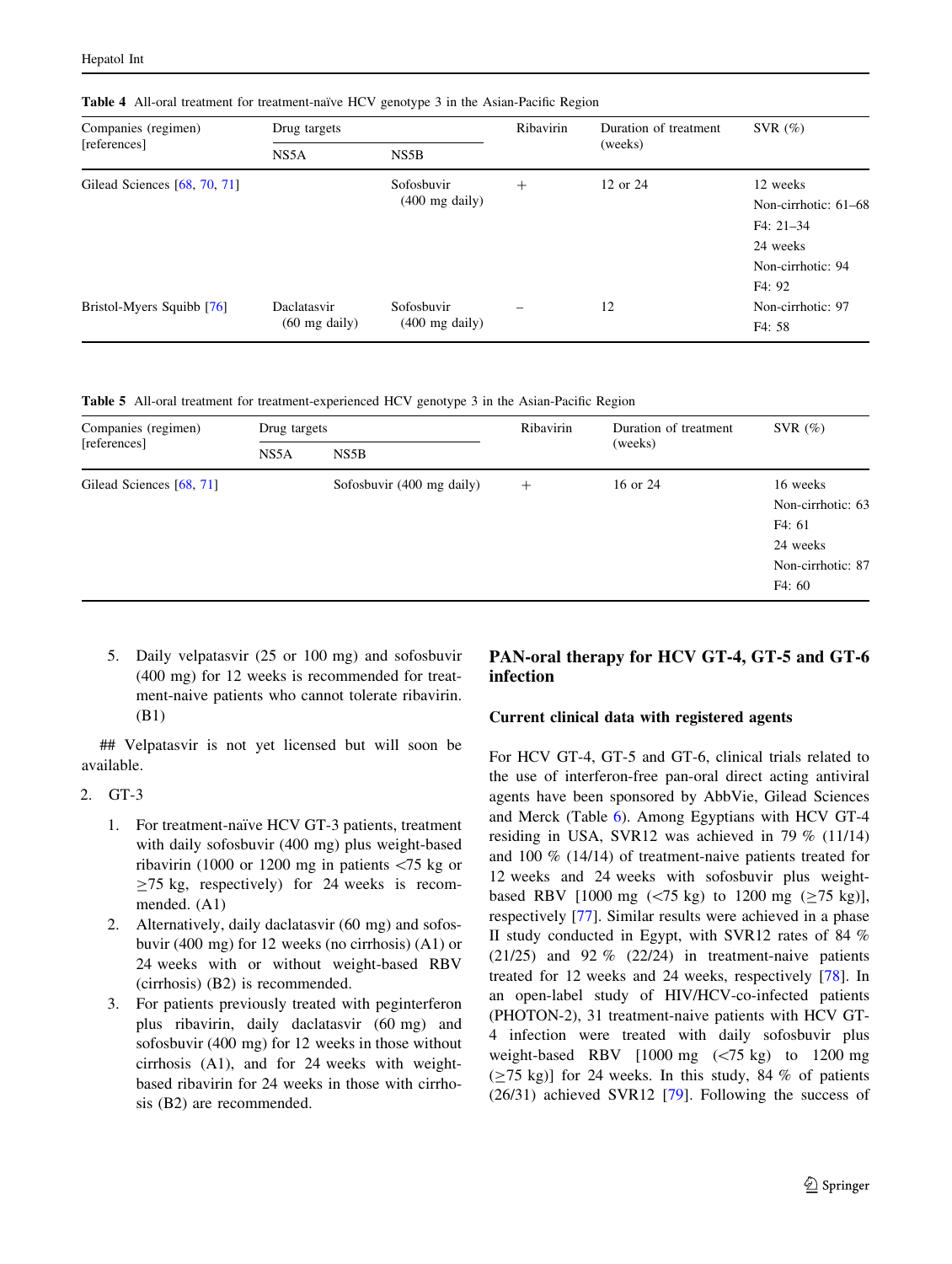**Table 4** All-oral treatment for treatment-naïve HCV genotype 3 in the Asian-Pacific Region

| Companies (regimen) [references] | Drug targets | | Ribavirin | Duration of treatment (weeks) | SVR (%) |
|---|---|---|---|---|---|
| | NS5A | NS5B | | | |
| Gilead Sciences [68, 70, 71] | | Sofosbuvir (400 mg daily) | + | 12 or 24 | 12 weeks<br>Non-cirrhotic: 61–68<br>F4: 21–34<br>24 weeks<br>Non-cirrhotic: 94<br>F4: 92 |
| Bristol-Myers Squibb [76] | Daclatasvir (60 mg daily) | Sofosbuvir (400 mg daily) | – | 12 | Non-cirrhotic: 97<br>F4: 58 |

**Table 5** All-oral treatment for treatment-experienced HCV genotype 3 in the Asian-Pacific Region

| Companies (regimen) [references] | Drug targets | | Ribavirin | Duration of treatment (weeks) | SVR (%) |
|---|---|---|---|---|---|
| | NS5A | NS5B | | | |
| Gilead Sciences [68, 71] | | Sofosbuvir (400 mg daily) | + | 16 or 24 | 16 weeks<br>Non-cirrhotic: 63<br>F4: 61<br>24 weeks<br>Non-cirrhotic: 87<br>F4: 60 |

5. Daily velpatasvir (25 or 100 mg) and sofosbuvir (400 mg) for 12 weeks is recommended for treatment-naive patients who cannot tolerate ribavirin. (B1)

## Velpatasvir is not yet licensed but will soon be available.

2. GT-3

   1. For treatment-naïve HCV GT-3 patients, treatment with daily sofosbuvir (400 mg) plus weight-based ribavirin (1000 or 1200 mg in patients <75 kg or ≥75 kg, respectively) for 24 weeks is recommended. (A1)
   2. Alternatively, daily daclatasvir (60 mg) and sofosbuvir (400 mg) for 12 weeks (no cirrhosis) (A1) or 24 weeks with or without weight-based RBV (cirrhosis) (B2) is recommended.
   3. For patients previously treated with peginterferon plus ribavirin, daily daclatasvir (60 mg) and sofosbuvir (400 mg) for 12 weeks in those without cirrhosis (A1), and for 24 weeks with weight-based ribavirin for 24 weeks in those with cirrhosis (B2) are recommended.

## PAN-oral therapy for HCV GT-4, GT-5 and GT-6 infection

### Current clinical data with registered agents

For HCV GT-4, GT-5 and GT-6, clinical trials related to the use of interferon-free pan-oral direct acting antiviral agents have been sponsored by AbbVie, Gilead Sciences and Merck (Table 6). Among Egyptians with HCV GT-4 residing in USA, SVR12 was achieved in 79 % (11/14) and 100 % (14/14) of treatment-naive patients treated for 12 weeks and 24 weeks with sofosbuvir plus weight-based RBV [1000 mg (<75 kg) to 1200 mg (≥75 kg)], respectively [77]. Similar results were achieved in a phase II study conducted in Egypt, with SVR12 rates of 84 % (21/25) and 92 % (22/24) in treatment-naive patients treated for 12 weeks and 24 weeks, respectively [78]. In an open-label study of HIV/HCV-co-infected patients (PHOTON-2), 31 treatment-naive patients with HCV GT-4 infection were treated with daily sofosbuvir plus weight-based RBV [1000 mg (<75 kg) to 1200 mg (≥75 kg)] for 24 weeks. In this study, 84 % of patients (26/31) achieved SVR12 [79]. Following the success of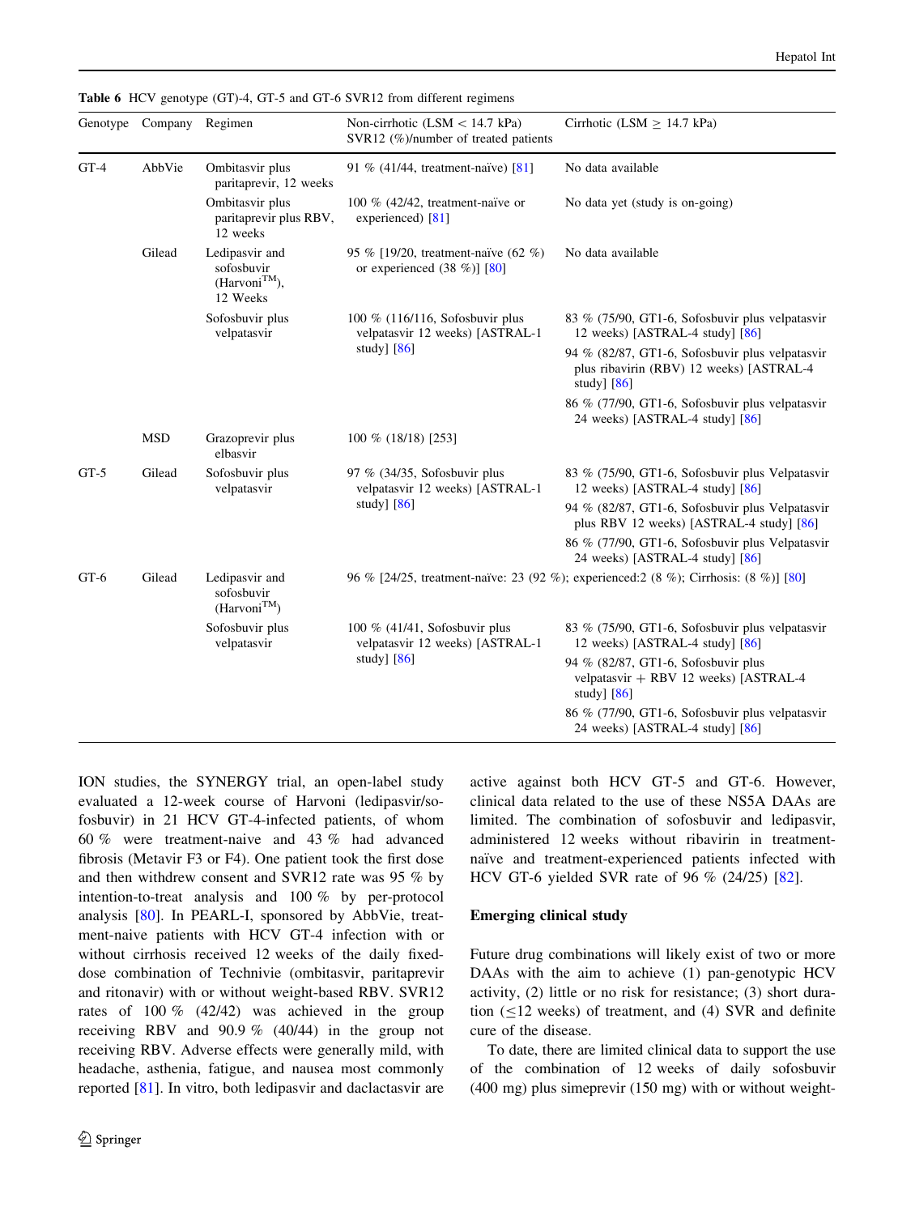Table 6 HCV genotype (GT)-4, GT-5 and GT-6 SVR12 from different regimens

| Genotype | Company | Regimen | Non-cirrhotic (LSM < 14.7 kPa) SVR12 (%)/number of treated patients | Cirrhotic (LSM ≥ 14.7 kPa) |
|---|---|---|---|---|
| GT-4 | AbbVie | Ombitasvir plus paritaprevir, 12 weeks | 91 % (41/44, treatment-naïve) [81] | No data available |
| | | Ombitasvir plus paritaprevir plus RBV, 12 weeks | 100 % (42/42, treatment-naïve or experienced) [81] | No data yet (study is on-going) |
| | Gilead | Ledipasvir and sofosbuvir (Harvoni™), 12 Weeks | 95 % [19/20, treatment-naïve (62 %) or experienced (38 %)] [80] | No data available |
| | | Sofosbuvir plus velpatasvir | 100 % (116/116, Sofosbuvir plus velpatasvir 12 weeks) [ASTRAL-1 study] [86] | 83 % (75/90, GT1-6, Sofosbuvir plus velpatasvir 12 weeks) [ASTRAL-4 study] [86] |
| | | | | 94 % (82/87, GT1-6, Sofosbuvir plus velpatasvir plus ribavirin (RBV) 12 weeks) [ASTRAL-4 study] [86] |
| | | | | 86 % (77/90, GT1-6, Sofosbuvir plus velpatasvir 24 weeks) [ASTRAL-4 study] [86] |
| | MSD | Grazoprevir plus elbasvir | 100 % (18/18) [253] | |
| GT-5 | Gilead | Sofosbuvir plus velpatasvir | 97 % (34/35, Sofosbuvir plus velpatasvir 12 weeks) [ASTRAL-1 study] [86] | 83 % (75/90, GT1-6, Sofosbuvir plus Velpatasvir 12 weeks) [ASTRAL-4 study] [86] |
| | | | | 94 % (82/87, GT1-6, Sofosbuvir plus Velpatasvir plus RBV 12 weeks) [ASTRAL-4 study] [86] |
| | | | | 86 % (77/90, GT1-6, Sofosbuvir plus Velpatasvir 24 weeks) [ASTRAL-4 study] [86] |
| GT-6 | Gilead | Ledipasvir and sofosbuvir (Harvoni™) | 96 % [24/25, treatment-naïve: 23 (92 %); experienced:2 (8 %); Cirrhosis: (8 %)] [80] | |
| | | Sofosbuvir plus velpatasvir | 100 % (41/41, Sofosbuvir plus velpatasvir 12 weeks) [ASTRAL-1 study] [86] | 83 % (75/90, GT1-6, Sofosbuvir plus velpatasvir 12 weeks) [ASTRAL-4 study] [86] |
| | | | | 94 % (82/87, GT1-6, Sofosbuvir plus velpatasvir + RBV 12 weeks) [ASTRAL-4 study] [86] |
| | | | | 86 % (77/90, GT1-6, Sofosbuvir plus velpatasvir 24 weeks) [ASTRAL-4 study] [86] |

ION studies, the SYNERGY trial, an open-label study evaluated a 12-week course of Harvoni (ledipasvir/sofosbuvir) in 21 HCV GT-4-infected patients, of whom 60 % were treatment-naive and 43 % had advanced fibrosis (Metavir F3 or F4). One patient took the first dose and then withdrew consent and SVR12 rate was 95 % by intention-to-treat analysis and 100 % by per-protocol analysis [80]. In PEARL-I, sponsored by AbbVie, treatment-naive patients with HCV GT-4 infection with or without cirrhosis received 12 weeks of the daily fixed-dose combination of Technivie (ombitasvir, paritaprevir and ritonavir) with or without weight-based RBV. SVR12 rates of 100 % (42/42) was achieved in the group receiving RBV and 90.9 % (40/44) in the group not receiving RBV. Adverse effects were generally mild, with headache, asthenia, fatigue, and nausea most commonly reported [81]. In vitro, both ledipasvir and daclactasvir are active against both HCV GT-5 and GT-6. However, clinical data related to the use of these NS5A DAAs are limited. The combination of sofosbuvir and ledipasvir, administered 12 weeks without ribavirin in treatment-naïve and treatment-experienced patients infected with HCV GT-6 yielded SVR rate of 96 % (24/25) [82].

## Emerging clinical study

Future drug combinations will likely exist of two or more DAAs with the aim to achieve (1) pan-genotypic HCV activity, (2) little or no risk for resistance; (3) short duration (≤12 weeks) of treatment, and (4) SVR and definite cure of the disease.

To date, there are limited clinical data to support the use of the combination of 12 weeks of daily sofosbuvir (400 mg) plus simeprevir (150 mg) with or without weight-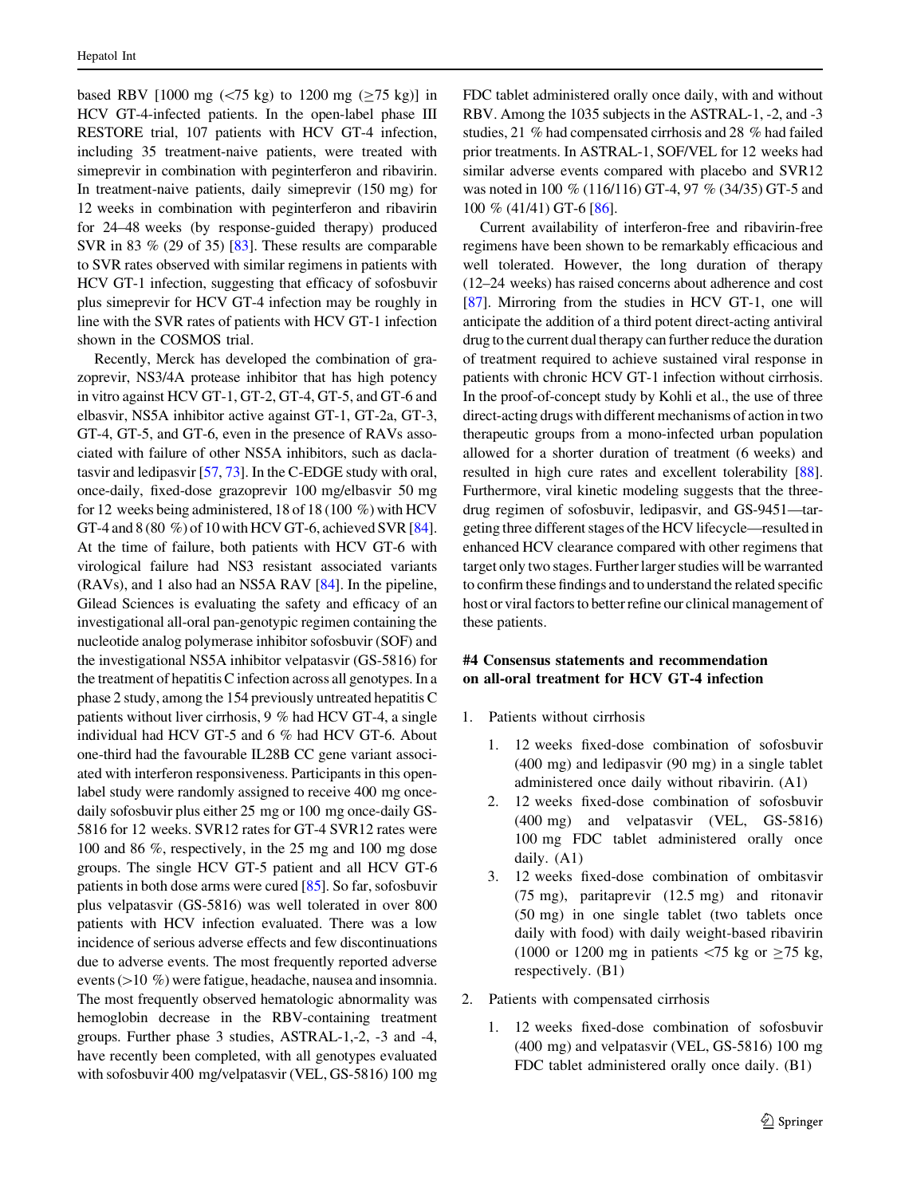based RBV [1000 mg (<75 kg) to 1200 mg (≥75 kg)] in HCV GT-4-infected patients. In the open-label phase III RESTORE trial, 107 patients with HCV GT-4 infection, including 35 treatment-naive patients, were treated with simeprevir in combination with peginterferon and ribavirin. In treatment-naive patients, daily simeprevir (150 mg) for 12 weeks in combination with peginterferon and ribavirin for 24–48 weeks (by response-guided therapy) produced SVR in 83 % (29 of 35) [83]. These results are comparable to SVR rates observed with similar regimens in patients with HCV GT-1 infection, suggesting that efficacy of sofosbuvir plus simeprevir for HCV GT-4 infection may be roughly in line with the SVR rates of patients with HCV GT-1 infection shown in the COSMOS trial.

Recently, Merck has developed the combination of grazoprevir, NS3/4A protease inhibitor that has high potency in vitro against HCV GT-1, GT-2, GT-4, GT-5, and GT-6 and elbasvir, NS5A inhibitor active against GT-1, GT-2a, GT-3, GT-4, GT-5, and GT-6, even in the presence of RAVs associated with failure of other NS5A inhibitors, such as daclatasvir and ledipasvir [57, 73]. In the C-EDGE study with oral, once-daily, fixed-dose grazoprevir 100 mg/elbasvir 50 mg for 12 weeks being administered, 18 of 18 (100 %) with HCV GT-4 and 8 (80 %) of 10 with HCV GT-6, achieved SVR [84]. At the time of failure, both patients with HCV GT-6 with virological failure had NS3 resistant associated variants (RAVs), and 1 also had an NS5A RAV [84]. In the pipeline, Gilead Sciences is evaluating the safety and efficacy of an investigational all-oral pan-genotypic regimen containing the nucleotide analog polymerase inhibitor sofosbuvir (SOF) and the investigational NS5A inhibitor velpatasvir (GS-5816) for the treatment of hepatitis C infection across all genotypes. In a phase 2 study, among the 154 previously untreated hepatitis C patients without liver cirrhosis, 9 % had HCV GT-4, a single individual had HCV GT-5 and 6 % had HCV GT-6. About one-third had the favourable IL28B CC gene variant associated with interferon responsiveness. Participants in this open-label study were randomly assigned to receive 400 mg once-daily sofosbuvir plus either 25 mg or 100 mg once-daily GS-5816 for 12 weeks. SVR12 rates for GT-4 SVR12 rates were 100 and 86 %, respectively, in the 25 mg and 100 mg dose groups. The single HCV GT-5 patient and all HCV GT-6 patients in both dose arms were cured [85]. So far, sofosbuvir plus velpatasvir (GS-5816) was well tolerated in over 800 patients with HCV infection evaluated. There was a low incidence of serious adverse effects and few discontinuations due to adverse events. The most frequently reported adverse events (>10 %) were fatigue, headache, nausea and insomnia. The most frequently observed hematologic abnormality was hemoglobin decrease in the RBV-containing treatment groups. Further phase 3 studies, ASTRAL-1,-2, -3 and -4, have recently been completed, with all genotypes evaluated with sofosbuvir 400 mg/velpatasvir (VEL, GS-5816) 100 mg FDC tablet administered orally once daily, with and without RBV. Among the 1035 subjects in the ASTRAL-1, -2, and -3 studies, 21 % had compensated cirrhosis and 28 % had failed prior treatments. In ASTRAL-1, SOF/VEL for 12 weeks had similar adverse events compared with placebo and SVR12 was noted in 100 % (116/116) GT-4, 97 % (34/35) GT-5 and 100 % (41/41) GT-6 [86].

Current availability of interferon-free and ribavirin-free regimens have been shown to be remarkably efficacious and well tolerated. However, the long duration of therapy (12–24 weeks) has raised concerns about adherence and cost [87]. Mirroring from the studies in HCV GT-1, one will anticipate the addition of a third potent direct-acting antiviral drug to the current dual therapy can further reduce the duration of treatment required to achieve sustained viral response in patients with chronic HCV GT-1 infection without cirrhosis. In the proof-of-concept study by Kohli et al., the use of three direct-acting drugs with different mechanisms of action in two therapeutic groups from a mono-infected urban population allowed for a shorter duration of treatment (6 weeks) and resulted in high cure rates and excellent tolerability [88]. Furthermore, viral kinetic modeling suggests that the three-drug regimen of sofosbuvir, ledipasvir, and GS-9451—targeting three different stages of the HCV lifecycle—resulted in enhanced HCV clearance compared with other regimens that target only two stages. Further larger studies will be warranted to confirm these findings and to understand the related specific host or viral factors to better refine our clinical management of these patients.

### #4 Consensus statements and recommendation on all-oral treatment for HCV GT-4 infection

1. Patients without cirrhosis
    1. 12 weeks fixed-dose combination of sofosbuvir (400 mg) and ledipasvir (90 mg) in a single tablet administered once daily without ribavirin. (A1)
    2. 12 weeks fixed-dose combination of sofosbuvir (400 mg) and velpatasvir (VEL, GS-5816) 100 mg FDC tablet administered orally once daily. (A1)
    3. 12 weeks fixed-dose combination of ombitasvir (75 mg), paritaprevir (12.5 mg) and ritonavir (50 mg) in one single tablet (two tablets once daily with food) with daily weight-based ribavirin (1000 or 1200 mg in patients <75 kg or ≥75 kg, respectively. (B1)
2. Patients with compensated cirrhosis
    1. 12 weeks fixed-dose combination of sofosbuvir (400 mg) and velpatasvir (VEL, GS-5816) 100 mg FDC tablet administered orally once daily. (B1)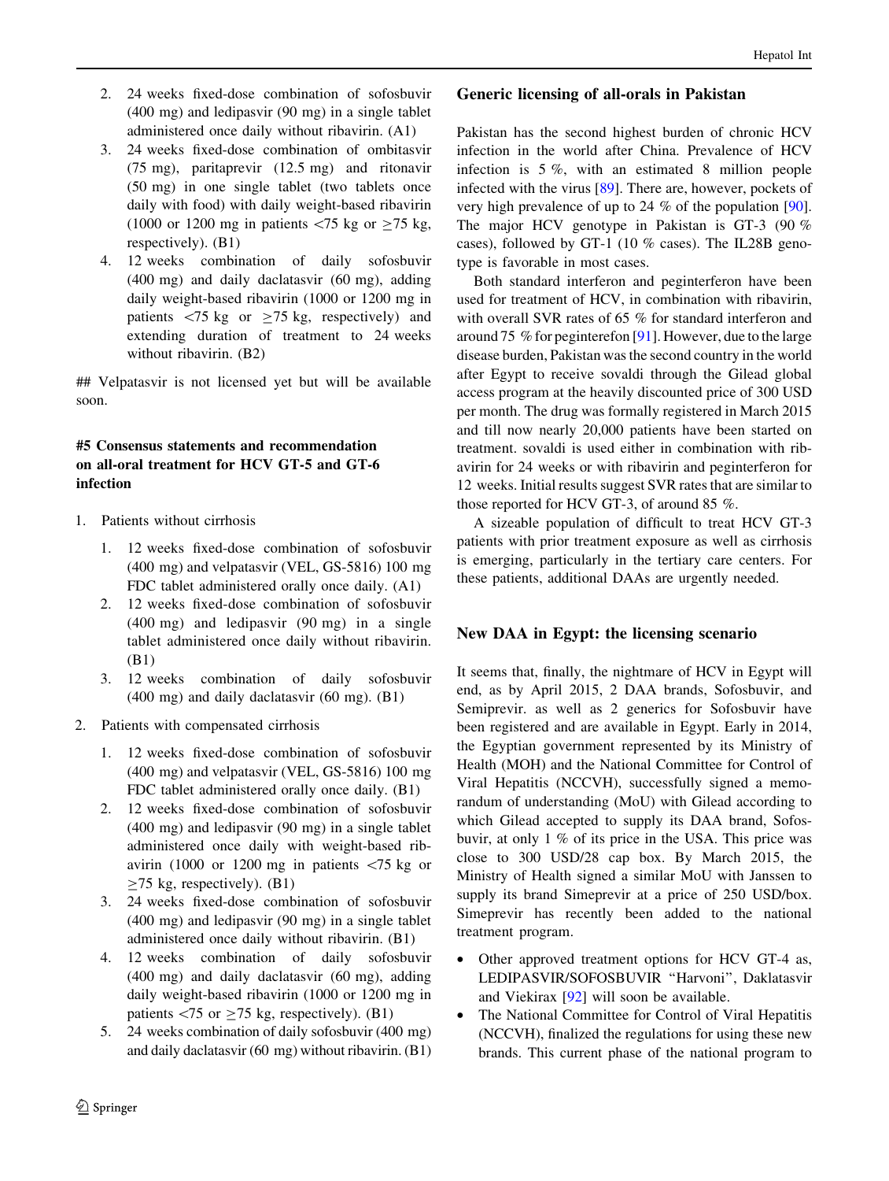2. 24 weeks fixed-dose combination of sofosbuvir (400 mg) and ledipasvir (90 mg) in a single tablet administered once daily without ribavirin. (A1)
3. 24 weeks fixed-dose combination of ombitasvir (75 mg), paritaprevir (12.5 mg) and ritonavir (50 mg) in one single tablet (two tablets once daily with food) with daily weight-based ribavirin (1000 or 1200 mg in patients <75 kg or ≥75 kg, respectively). (B1)
4. 12 weeks combination of daily sofosbuvir (400 mg) and daily daclatasvir (60 mg), adding daily weight-based ribavirin (1000 or 1200 mg in patients <75 kg or ≥75 kg, respectively) and extending duration of treatment to 24 weeks without ribavirin. (B2)

## Velpatasvir is not licensed yet but will be available soon.

### #5 Consensus statements and recommendation on all-oral treatment for HCV GT-5 and GT-6 infection

1. Patients without cirrhosis
    1. 12 weeks fixed-dose combination of sofosbuvir (400 mg) and velpatasvir (VEL, GS-5816) 100 mg FDC tablet administered orally once daily. (A1)
    2. 12 weeks fixed-dose combination of sofosbuvir (400 mg) and ledipasvir (90 mg) in a single tablet administered once daily without ribavirin. (B1)
    3. 12 weeks combination of daily sofosbuvir (400 mg) and daily daclatasvir (60 mg). (B1)
2. Patients with compensated cirrhosis
    1. 12 weeks fixed-dose combination of sofosbuvir (400 mg) and velpatasvir (VEL, GS-5816) 100 mg FDC tablet administered orally once daily. (B1)
    2. 12 weeks fixed-dose combination of sofosbuvir (400 mg) and ledipasvir (90 mg) in a single tablet administered once daily with weight-based ribavirin (1000 or 1200 mg in patients <75 kg or ≥75 kg, respectively). (B1)
    3. 24 weeks fixed-dose combination of sofosbuvir (400 mg) and ledipasvir (90 mg) in a single tablet administered once daily without ribavirin. (B1)
    4. 12 weeks combination of daily sofosbuvir (400 mg) and daily daclatasvir (60 mg), adding daily weight-based ribavirin (1000 or 1200 mg in patients <75 or ≥75 kg, respectively). (B1)
    5. 24 weeks combination of daily sofosbuvir (400 mg) and daily daclatasvir (60 mg) without ribavirin. (B1)

### Generic licensing of all-orals in Pakistan

Pakistan has the second highest burden of chronic HCV infection in the world after China. Prevalence of HCV infection is 5 %, with an estimated 8 million people infected with the virus [89]. There are, however, pockets of very high prevalence of up to 24 % of the population [90]. The major HCV genotype in Pakistan is GT-3 (90 % cases), followed by GT-1 (10 % cases). The IL28B genotype is favorable in most cases.

Both standard interferon and peginterferon have been used for treatment of HCV, in combination with ribavirin, with overall SVR rates of 65 % for standard interferon and around 75 % for peginterefon [91]. However, due to the large disease burden, Pakistan was the second country in the world after Egypt to receive sovaldi through the Gilead global access program at the heavily discounted price of 300 USD per month. The drug was formally registered in March 2015 and till now nearly 20,000 patients have been started on treatment. sovaldi is used either in combination with ribavirin for 24 weeks or with ribavirin and peginterferon for 12 weeks. Initial results suggest SVR rates that are similar to those reported for HCV GT-3, of around 85 %.

A sizeable population of difficult to treat HCV GT-3 patients with prior treatment exposure as well as cirrhosis is emerging, particularly in the tertiary care centers. For these patients, additional DAAs are urgently needed.

### New DAA in Egypt: the licensing scenario

It seems that, finally, the nightmare of HCV in Egypt will end, as by April 2015, 2 DAA brands, Sofosbuvir, and Semiprevir. as well as 2 generics for Sofosbuvir have been registered and are available in Egypt. Early in 2014, the Egyptian government represented by its Ministry of Health (MOH) and the National Committee for Control of Viral Hepatitis (NCCVH), successfully signed a memorandum of understanding (MoU) with Gilead according to which Gilead accepted to supply its DAA brand, Sofosbuvir, at only 1 % of its price in the USA. This price was close to 300 USD/28 cap box. By March 2015, the Ministry of Health signed a similar MoU with Janssen to supply its brand Simeprevir at a price of 250 USD/box. Simeprevir has recently been added to the national treatment program.

- Other approved treatment options for HCV GT-4 as, LEDIPASVIR/SOFOSBUVIR "Harvoni", Daklatasvir and Viekirax [92] will soon be available.
- The National Committee for Control of Viral Hepatitis (NCCVH), finalized the regulations for using these new brands. This current phase of the national program to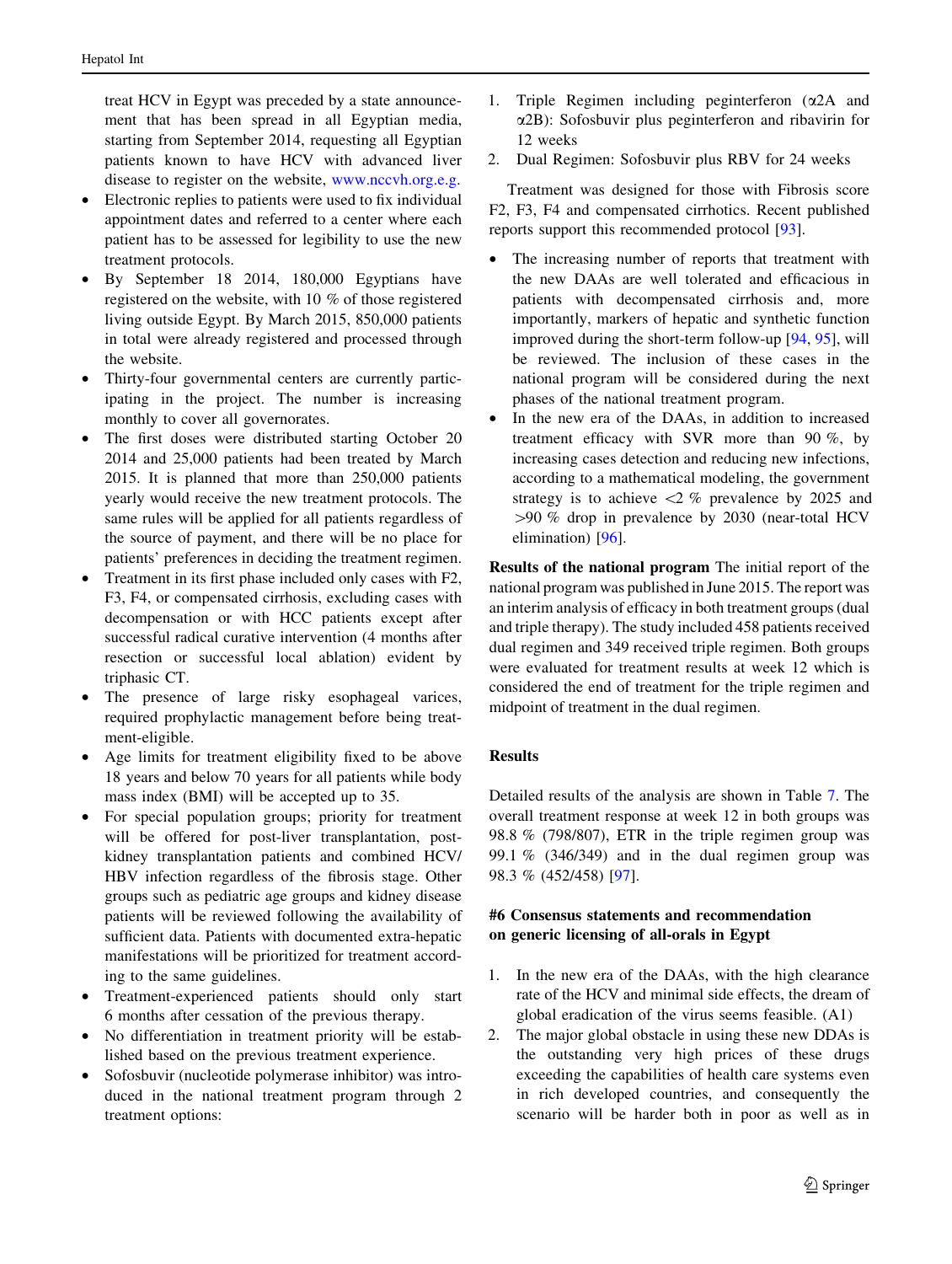treat HCV in Egypt was preceded by a state announcement that has been spread in all Egyptian media, starting from September 2014, requesting all Egyptian patients known to have HCV with advanced liver disease to register on the website, www.nccvh.org.e.g.

- Electronic replies to patients were used to fix individual appointment dates and referred to a center where each patient has to be assessed for legibility to use the new treatment protocols.
- By September 18 2014, 180,000 Egyptians have registered on the website, with 10 % of those registered living outside Egypt. By March 2015, 850,000 patients in total were already registered and processed through the website.
- Thirty-four governmental centers are currently participating in the project. The number is increasing monthly to cover all governorates.
- The first doses were distributed starting October 20 2014 and 25,000 patients had been treated by March 2015. It is planned that more than 250,000 patients yearly would receive the new treatment protocols. The same rules will be applied for all patients regardless of the source of payment, and there will be no place for patients' preferences in deciding the treatment regimen.
- Treatment in its first phase included only cases with F2, F3, F4, or compensated cirrhosis, excluding cases with decompensation or with HCC patients except after successful radical curative intervention (4 months after resection or successful local ablation) evident by triphasic CT.
- The presence of large risky esophageal varices, required prophylactic management before being treatment-eligible.
- Age limits for treatment eligibility fixed to be above 18 years and below 70 years for all patients while body mass index (BMI) will be accepted up to 35.
- For special population groups; priority for treatment will be offered for post-liver transplantation, post-kidney transplantation patients and combined HCV/HBV infection regardless of the fibrosis stage. Other groups such as pediatric age groups and kidney disease patients will be reviewed following the availability of sufficient data. Patients with documented extra-hepatic manifestations will be prioritized for treatment according to the same guidelines.
- Treatment-experienced patients should only start 6 months after cessation of the previous therapy.
- No differentiation in treatment priority will be established based on the previous treatment experience.
- Sofosbuvir (nucleotide polymerase inhibitor) was introduced in the national treatment program through 2 treatment options:

1. Triple Regimen including peginterferon (α2A and α2B): Sofosbuvir plus peginterferon and ribavirin for 12 weeks
2. Dual Regimen: Sofosbuvir plus RBV for 24 weeks

Treatment was designed for those with Fibrosis score F2, F3, F4 and compensated cirrhotics. Recent published reports support this recommended protocol [93].

- The increasing number of reports that treatment with the new DAAs are well tolerated and efficacious in patients with decompensated cirrhosis and, more importantly, markers of hepatic and synthetic function improved during the short-term follow-up [94, 95], will be reviewed. The inclusion of these cases in the national program will be considered during the next phases of the national treatment program.
- In the new era of the DAAs, in addition to increased treatment efficacy with SVR more than 90 %, by increasing cases detection and reducing new infections, according to a mathematical modeling, the government strategy is to achieve <2 % prevalence by 2025 and >90 % drop in prevalence by 2030 (near-total HCV elimination) [96].

**Results of the national program** The initial report of the national program was published in June 2015. The report was an interim analysis of efficacy in both treatment groups (dual and triple therapy). The study included 458 patients received dual regimen and 349 received triple regimen. Both groups were evaluated for treatment results at week 12 which is considered the end of treatment for the triple regimen and midpoint of treatment in the dual regimen.

## Results

Detailed results of the analysis are shown in Table 7. The overall treatment response at week 12 in both groups was 98.8 % (798/807), ETR in the triple regimen group was 99.1 % (346/349) and in the dual regimen group was 98.3 % (452/458) [97].

### #6 Consensus statements and recommendation on generic licensing of all-orals in Egypt

1. In the new era of the DAAs, with the high clearance rate of the HCV and minimal side effects, the dream of global eradication of the virus seems feasible. (A1)
2. The major global obstacle in using these new DDAs is the outstanding very high prices of these drugs exceeding the capabilities of health care systems even in rich developed countries, and consequently the scenario will be harder both in poor as well as in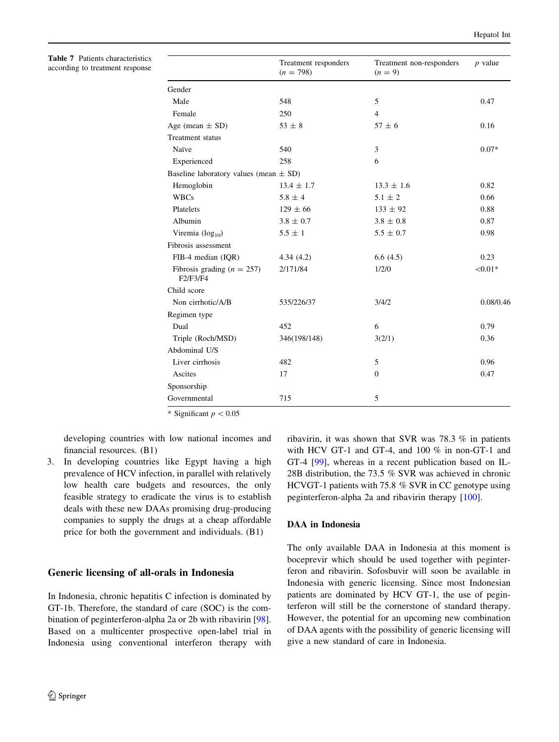**Table 7** Patients characteristics according to treatment response

| | Treatment responders ($n = 798$) | Treatment non-responders ($n = 9$) | $p$ value |
|---|---|---|---|
| Gender | | | |
| Male | 548 | 5 | 0.47 |
| Female | 250 | 4 | |
| Age (mean ± SD) | 53 ± 8 | 57 ± 6 | 0.16 |
| Treatment status | | | |
| Naïve | 540 | 3 | 0.07* |
| Experienced | 258 | 6 | |
| Baseline laboratory values (mean ± SD) | | | |
| Hemoglobin | 13.4 ± 1.7 | 13.3 ± 1.6 | 0.82 |
| WBCs | 5.8 ± 4 | 5.1 ± 2 | 0.66 |
| Platelets | 129 ± 66 | 133 ± 92 | 0.88 |
| Albumin | 3.8 ± 0.7 | 3.8 ± 0.8 | 0.87 |
| Viremia ($\log_{10}$) | 5.5 ± 1 | 5.5 ± 0.7 | 0.98 |
| Fibrosis assessment | | | |
| FIB-4 median (IQR) | 4.34 (4.2) | 6.6 (4.5) | 0.23 |
| Fibrosis grading ($n = 257$) F2/F3/F4 | 2/171/84 | 1/2/0 | <0.01* |
| Child score | | | |
| Non cirrhotic/A/B | 535/226/37 | 3/4/2 | 0.08/0.46 |
| Regimen type | | | |
| Dual | 452 | 6 | 0.79 |
| Triple (Roch/MSD) | 346(198/148) | 3(2/1) | 0.36 |
| Abdominal U/S | | | |
| Liver cirrhosis | 482 | 5 | 0.96 |
| Ascites | 17 | 0 | 0.47 |
| Sponsorship | | | |
| Governmental | 715 | 5 | |

* Significant $p < 0.05$

developing countries with low national incomes and financial resources. (B1)

3. In developing countries like Egypt having a high prevalence of HCV infection, in parallel with relatively low health care budgets and resources, the only feasible strategy to eradicate the virus is to establish deals with these new DAAs promising drug-producing companies to supply the drugs at a cheap affordable price for both the government and individuals. (B1)

## Generic licensing of all-orals in Indonesia

In Indonesia, chronic hepatitis C infection is dominated by GT-1b. Therefore, the standard of care (SOC) is the combination of peginterferon-alpha 2a or 2b with ribavirin [98]. Based on a multicenter prospective open-label trial in Indonesia using conventional interferon therapy with ribavirin, it was shown that SVR was 78.3 % in patients with HCV GT-1 and GT-4, and 100 % in non-GT-1 and GT-4 [99], whereas in a recent publication based on IL-28B distribution, the 73.5 % SVR was achieved in chronic HCVGT-1 patients with 75.8 % SVR in CC genotype using peginterferon-alpha 2a and ribavirin therapy [100].

### DAA in Indonesia

The only available DAA in Indonesia at this moment is boceprevir which should be used together with peginterferon and ribavirin. Sofosbuvir will soon be available in Indonesia with generic licensing. Since most Indonesian patients are dominated by HCV GT-1, the use of peginterferon will still be the cornerstone of standard therapy. However, the potential for an upcoming new combination of DAA agents with the possibility of generic licensing will give a new standard of care in Indonesia.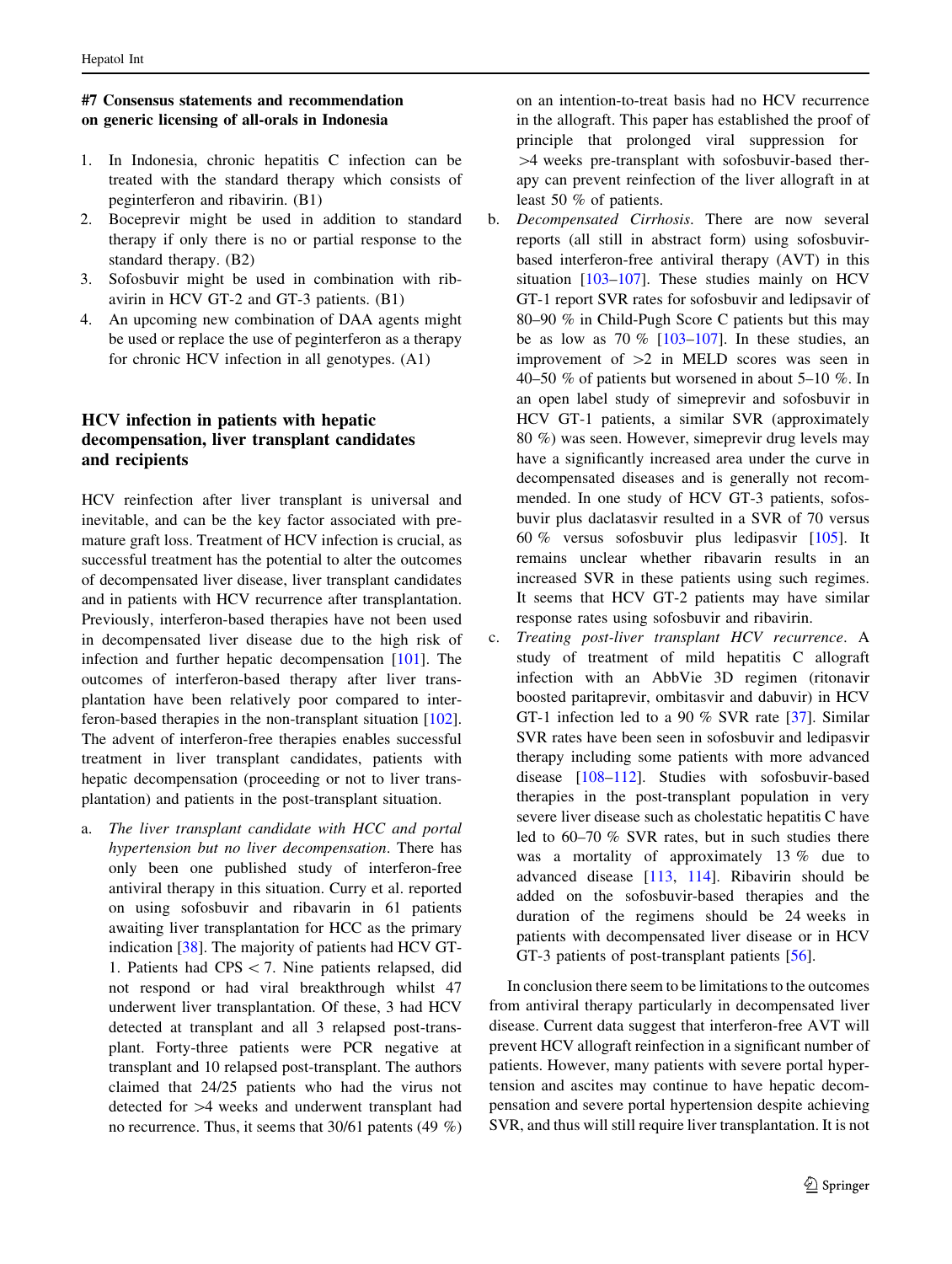#### #7 Consensus statements and recommendation on generic licensing of all-orals in Indonesia

1. In Indonesia, chronic hepatitis C infection can be treated with the standard therapy which consists of peginterferon and ribavirin. (B1)
2. Boceprevir might be used in addition to standard therapy if only there is no or partial response to the standard therapy. (B2)
3. Sofosbuvir might be used in combination with ribavirin in HCV GT-2 and GT-3 patients. (B1)
4. An upcoming new combination of DAA agents might be used or replace the use of peginterferon as a therapy for chronic HCV infection in all genotypes. (A1)

## HCV infection in patients with hepatic decompensation, liver transplant candidates and recipients

HCV reinfection after liver transplant is universal and inevitable, and can be the key factor associated with premature graft loss. Treatment of HCV infection is crucial, as successful treatment has the potential to alter the outcomes of decompensated liver disease, liver transplant candidates and in patients with HCV recurrence after transplantation. Previously, interferon-based therapies have not been used in decompensated liver disease due to the high risk of infection and further hepatic decompensation [101]. The outcomes of interferon-based therapy after liver transplantation have been relatively poor compared to interferon-based therapies in the non-transplant situation [102]. The advent of interferon-free therapies enables successful treatment in liver transplant candidates, patients with hepatic decompensation (proceeding or not to liver transplantation) and patients in the post-transplant situation.

a. *The liver transplant candidate with HCC and portal hypertension but no liver decompensation*. There has only been one published study of interferon-free antiviral therapy in this situation. Curry et al. reported on using sofosbuvir and ribavarin in 61 patients awaiting liver transplantation for HCC as the primary indication [38]. The majority of patients had HCV GT-1. Patients had CPS < 7. Nine patients relapsed, did not respond or had viral breakthrough whilst 47 underwent liver transplantation. Of these, 3 had HCV detected at transplant and all 3 relapsed post-transplant. Forty-three patients were PCR negative at transplant and 10 relapsed post-transplant. The authors claimed that 24/25 patients who had the virus not detected for >4 weeks and underwent transplant had no recurrence. Thus, it seems that 30/61 patents (49 %) on an intention-to-treat basis had no HCV recurrence in the allograft. This paper has established the proof of principle that prolonged viral suppression for >4 weeks pre-transplant with sofosbuvir-based therapy can prevent reinfection of the liver allograft in at least 50 % of patients.
b. *Decompensated Cirrhosis*. There are now several reports (all still in abstract form) using sofosbuvir-based interferon-free antiviral therapy (AVT) in this situation [103–107]. These studies mainly on HCV GT-1 report SVR rates for sofosbuvir and ledipasvir of 80–90 % in Child-Pugh Score C patients but this may be as low as 70 % [103–107]. In these studies, an improvement of >2 in MELD scores was seen in 40–50 % of patients but worsened in about 5–10 %. In an open label study of simeprevir and sofosbuvir in HCV GT-1 patients, a similar SVR (approximately 80 %) was seen. However, simeprevir drug levels may have a significantly increased area under the curve in decompensated diseases and is generally not recommended. In one study of HCV GT-3 patients, sofosbuvir plus daclatasvir resulted in a SVR of 70 versus 60 % versus sofosbuvir plus ledipasvir [105]. It remains unclear whether ribavarin results in an increased SVR in these patients using such regimes. It seems that HCV GT-2 patients may have similar response rates using sofosbuvir and ribavirin.
c. *Treating post-liver transplant HCV recurrence*. A study of treatment of mild hepatitis C allograft infection with an AbbVie 3D regimen (ritonavir boosted paritaprevir, ombitasvir and dabuvir) in HCV GT-1 infection led to a 90 % SVR rate [37]. Similar SVR rates have been seen in sofosbuvir and ledipasvir therapy including some patients with more advanced disease [108–112]. Studies with sofosbuvir-based therapies in the post-transplant population in very severe liver disease such as cholestatic hepatitis C have led to 60–70 % SVR rates, but in such studies there was a mortality of approximately 13 % due to advanced disease [113, 114]. Ribavirin should be added on the sofosbuvir-based therapies and the duration of the regimens should be 24 weeks in patients with decompensated liver disease or in HCV GT-3 patients of post-transplant patients [56].

In conclusion there seem to be limitations to the outcomes from antiviral therapy particularly in decompensated liver disease. Current data suggest that interferon-free AVT will prevent HCV allograft reinfection in a significant number of patients. However, many patients with severe portal hypertension and ascites may continue to have hepatic decompensation and severe portal hypertension despite achieving SVR, and thus will still require liver transplantation. It is not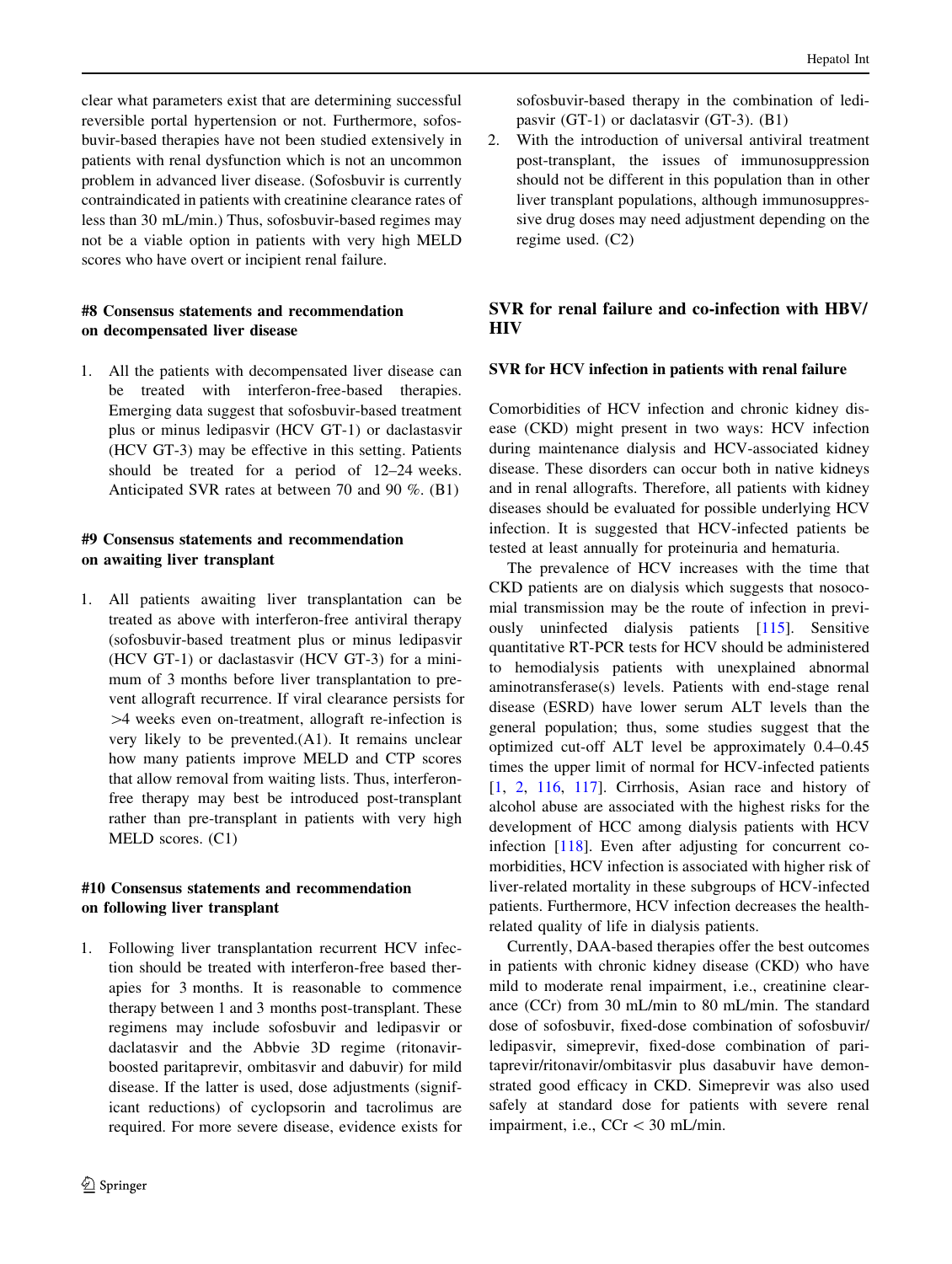clear what parameters exist that are determining successful reversible portal hypertension or not. Furthermore, sofosbuvir-based therapies have not been studied extensively in patients with renal dysfunction which is not an uncommon problem in advanced liver disease. (Sofosbuvir is currently contraindicated in patients with creatinine clearance rates of less than 30 mL/min.) Thus, sofosbuvir-based regimes may not be a viable option in patients with very high MELD scores who have overt or incipient renal failure.

#### #8 Consensus statements and recommendation on decompensated liver disease

1. All the patients with decompensated liver disease can be treated with interferon-free-based therapies. Emerging data suggest that sofosbuvir-based treatment plus or minus ledipasvir (HCV GT-1) or daclastasvir (HCV GT-3) may be effective in this setting. Patients should be treated for a period of 12–24 weeks. Anticipated SVR rates at between 70 and 90 %. (B1)

#### #9 Consensus statements and recommendation on awaiting liver transplant

1. All patients awaiting liver transplantation can be treated as above with interferon-free antiviral therapy (sofosbuvir-based treatment plus or minus ledipasvir (HCV GT-1) or daclastasvir (HCV GT-3) for a minimum of 3 months before liver transplantation to prevent allograft recurrence. If viral clearance persists for >4 weeks even on-treatment, allograft re-infection is very likely to be prevented.(A1). It remains unclear how many patients improve MELD and CTP scores that allow removal from waiting lists. Thus, interferon-free therapy may best be introduced post-transplant rather than pre-transplant in patients with very high MELD scores. (C1)

#### #10 Consensus statements and recommendation on following liver transplant

1. Following liver transplantation recurrent HCV infection should be treated with interferon-free based therapies for 3 months. It is reasonable to commence therapy between 1 and 3 months post-transplant. These regimens may include sofosbuvir and ledipasvir or daclatasvir and the Abbvie 3D regime (ritonavir-boosted paritaprevir, ombitasvir and dabuvir) for mild disease. If the latter is used, dose adjustments (significant reductions) of cyclopsorin and tacrolimus are required. For more severe disease, evidence exists for sofosbuvir-based therapy in the combination of ledipasvir (GT-1) or daclatasvir (GT-3). (B1)
2. With the introduction of universal antiviral treatment post-transplant, the issues of immunosuppression should not be different in this population than in other liver transplant populations, although immunosuppressive drug doses may need adjustment depending on the regime used. (C2)

## SVR for renal failure and co-infection with HBV/HIV

### SVR for HCV infection in patients with renal failure

Comorbidities of HCV infection and chronic kidney disease (CKD) might present in two ways: HCV infection during maintenance dialysis and HCV-associated kidney disease. These disorders can occur both in native kidneys and in renal allografts. Therefore, all patients with kidney diseases should be evaluated for possible underlying HCV infection. It is suggested that HCV-infected patients be tested at least annually for proteinuria and hematuria.

The prevalence of HCV increases with the time that CKD patients are on dialysis which suggests that nosocomial transmission may be the route of infection in previously uninfected dialysis patients [115]. Sensitive quantitative RT-PCR tests for HCV should be administered to hemodialysis patients with unexplained abnormal aminotransferase(s) levels. Patients with end-stage renal disease (ESRD) have lower serum ALT levels than the general population; thus, some studies suggest that the optimized cut-off ALT level be approximately 0.4–0.45 times the upper limit of normal for HCV-infected patients [1, 2, 116, 117]. Cirrhosis, Asian race and history of alcohol abuse are associated with the highest risks for the development of HCC among dialysis patients with HCV infection [118]. Even after adjusting for concurrent comorbidities, HCV infection is associated with higher risk of liver-related mortality in these subgroups of HCV-infected patients. Furthermore, HCV infection decreases the health-related quality of life in dialysis patients.

Currently, DAA-based therapies offer the best outcomes in patients with chronic kidney disease (CKD) who have mild to moderate renal impairment, i.e., creatinine clearance (CCr) from 30 mL/min to 80 mL/min. The standard dose of sofosbuvir, fixed-dose combination of sofosbuvir/ledipasvir, simeprevir, fixed-dose combination of paritaprevir/ritonavir/ombitasvir plus dasabuvir have demonstrated good efficacy in CKD. Simeprevir was also used safely at standard dose for patients with severe renal impairment, i.e., CCr < 30 mL/min.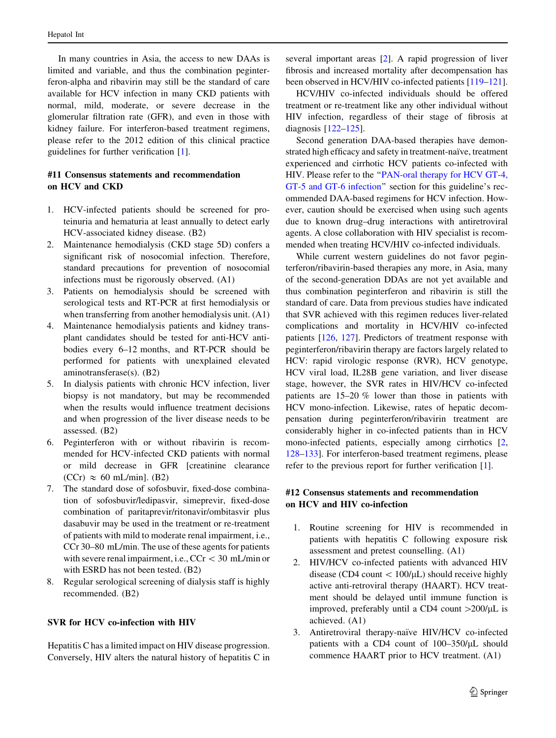In many countries in Asia, the access to new DAAs is limited and variable, and thus the combination peginterferon-alpha and ribavirin may still be the standard of care available for HCV infection in many CKD patients with normal, mild, moderate, or severe decrease in the glomerular filtration rate (GFR), and even in those with kidney failure. For interferon-based treatment regimens, please refer to the 2012 edition of this clinical practice guidelines for further verification [1].

### #11 Consensus statements and recommendation on HCV and CKD

1. HCV-infected patients should be screened for proteinuria and hematuria at least annually to detect early HCV-associated kidney disease. (B2)
2. Maintenance hemodialysis (CKD stage 5D) confers a significant risk of nosocomial infection. Therefore, standard precautions for prevention of nosocomial infections must be rigorously observed. (A1)
3. Patients on hemodialysis should be screened with serological tests and RT-PCR at first hemodialysis or when transferring from another hemodialysis unit. (A1)
4. Maintenance hemodialysis patients and kidney transplant candidates should be tested for anti-HCV antibodies every 6–12 months, and RT-PCR should be performed for patients with unexplained elevated aminotransferase(s). (B2)
5. In dialysis patients with chronic HCV infection, liver biopsy is not mandatory, but may be recommended when the results would influence treatment decisions and when progression of the liver disease needs to be assessed. (B2)
6. Peginterferon with or without ribavirin is recommended for HCV-infected CKD patients with normal or mild decrease in GFR [creatinine clearance (CCr) $\approx$ 60 mL/min]. (B2)
7. The standard dose of sofosbuvir, fixed-dose combination of sofosbuvir/ledipasvir, simeprevir, fixed-dose combination of paritaprevir/ritonavir/ombitasvir plus dasabuvir may be used in the treatment or re-treatment of patients with mild to moderate renal impairment, i.e., CCr 30–80 mL/min. The use of these agents for patients with severe renal impairment, i.e., CCr $<$ 30 mL/min or with ESRD has not been tested. (B2)
8. Regular serological screening of dialysis staff is highly recommended. (B2)

### SVR for HCV co-infection with HIV

Hepatitis C has a limited impact on HIV disease progression. Conversely, HIV alters the natural history of hepatitis C in several important areas [2]. A rapid progression of liver fibrosis and increased mortality after decompensation has been observed in HCV/HIV co-infected patients [119–121].

HCV/HIV co-infected individuals should be offered treatment or re-treatment like any other individual without HIV infection, regardless of their stage of fibrosis at diagnosis [122–125].

Second generation DAA-based therapies have demonstrated high efficacy and safety in treatment-naïve, treatment experienced and cirrhotic HCV patients co-infected with HIV. Please refer to the "PAN-oral therapy for HCV GT-4, GT-5 and GT-6 infection" section for this guideline's recommended DAA-based regimens for HCV infection. However, caution should be exercised when using such agents due to known drug–drug interactions with antiretroviral agents. A close collaboration with HIV specialist is recommended when treating HCV/HIV co-infected individuals.

While current western guidelines do not favor peginterferon/ribavirin-based therapies any more, in Asia, many of the second-generation DDAs are not yet available and thus combination peginterferon and ribavirin is still the standard of care. Data from previous studies have indicated that SVR achieved with this regimen reduces liver-related complications and mortality in HCV/HIV co-infected patients [126, 127]. Predictors of treatment response with peginterferon/ribavirin therapy are factors largely related to HCV: rapid virologic response (RVR), HCV genotype, HCV viral load, IL28B gene variation, and liver disease stage, however, the SVR rates in HIV/HCV co-infected patients are 15–20 % lower than those in patients with HCV mono-infection. Likewise, rates of hepatic decompensation during peginterferon/ribavirin treatment are considerably higher in co-infected patients than in HCV mono-infected patients, especially among cirrhotics [2, 128–133]. For interferon-based treatment regimens, please refer to the previous report for further verification [1].

### #12 Consensus statements and recommendation on HCV and HIV co-infection

1. Routine screening for HIV is recommended in patients with hepatitis C following exposure risk assessment and pretest counselling. (A1)
2. HIV/HCV co-infected patients with advanced HIV disease (CD4 count $<$ 100/μL) should receive highly active anti-retroviral therapy (HAART). HCV treatment should be delayed until immune function is improved, preferably until a CD4 count $>$200/μL is achieved. (A1)
3. Antiretroviral therapy-naïve HIV/HCV co-infected patients with a CD4 count of 100–350/μL should commence HAART prior to HCV treatment. (A1)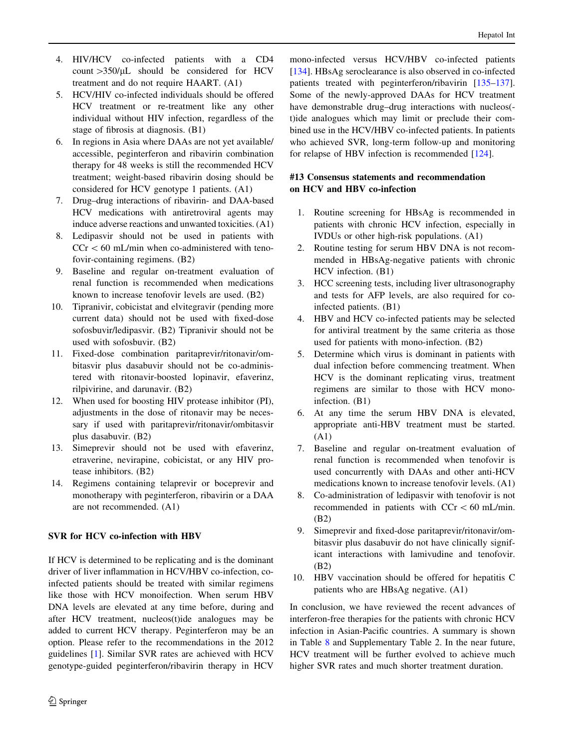4. HIV/HCV co-infected patients with a CD4 count >350/μL should be considered for HCV treatment and do not require HAART. (A1)
5. HCV/HIV co-infected individuals should be offered HCV treatment or re-treatment like any other individual without HIV infection, regardless of the stage of fibrosis at diagnosis. (B1)
6. In regions in Asia where DAAs are not yet available/accessible, peginterferon and ribavirin combination therapy for 48 weeks is still the recommended HCV treatment; weight-based ribavirin dosing should be considered for HCV genotype 1 patients. (A1)
7. Drug–drug interactions of ribavirin- and DAA-based HCV medications with antiretroviral agents may induce adverse reactions and unwanted toxicities. (A1)
8. Ledipasvir should not be used in patients with CCr < 60 mL/min when co-administered with tenofovir-containing regimens. (B2)
9. Baseline and regular on-treatment evaluation of renal function is recommended when medications known to increase tenofovir levels are used. (B2)
10. Tipranivir, cobicistat and elvitegravir (pending more current data) should not be used with fixed-dose sofosbuvir/ledipasvir. (B2) Tipranivir should not be used with sofosbuvir. (B2)
11. Fixed-dose combination paritaprevir/ritonavir/ombitasvir plus dasabuvir should not be co-administered with ritonavir-boosted lopinavir, efaverinz, rilpivirine, and darunavir. (B2)
12. When used for boosting HIV protease inhibitor (PI), adjustments in the dose of ritonavir may be necessary if used with paritaprevir/ritonavir/ombitasvir plus dasabuvir. (B2)
13. Simeprevir should not be used with efaverinz, etraverine, nevirapine, cobicistat, or any HIV protease inhibitors. (B2)
14. Regimens containing telaprevir or boceprevir and monotherapy with peginterferon, ribavirin or a DAA are not recommended. (A1)

### SVR for HCV co-infection with HBV

If HCV is determined to be replicating and is the dominant driver of liver inflammation in HCV/HBV co-infection, co-infected patients should be treated with similar regimens like those with HCV monoinfection. When serum HBV DNA levels are elevated at any time before, during and after HCV treatment, nucleos(t)ide analogues may be added to current HCV therapy. Peginterferon may be an option. Please refer to the recommendations in the 2012 guidelines [1]. Similar SVR rates are achieved with HCV genotype-guided peginterferon/ribavirin therapy in HCV mono-infected versus HCV/HBV co-infected patients [134]. HBsAg seroclearance is also observed in co-infected patients treated with peginterferon/ribavirin [135–137]. Some of the newly-approved DAAs for HCV treatment have demonstrable drug–drug interactions with nucleos(t)ide analogues which may limit or preclude their combined use in the HCV/HBV co-infected patients. In patients who achieved SVR, long-term follow-up and monitoring for relapse of HBV infection is recommended [124].

### #13 Consensus statements and recommendation on HCV and HBV co-infection

1. Routine screening for HBsAg is recommended in patients with chronic HCV infection, especially in IVDUs or other high-risk populations. (A1)
2. Routine testing for serum HBV DNA is not recommended in HBsAg-negative patients with chronic HCV infection. (B1)
3. HCC screening tests, including liver ultrasonography and tests for AFP levels, are also required for co-infected patients. (B1)
4. HBV and HCV co-infected patients may be selected for antiviral treatment by the same criteria as those used for patients with mono-infection. (B2)
5. Determine which virus is dominant in patients with dual infection before commencing treatment. When HCV is the dominant replicating virus, treatment regimens are similar to those with HCV mono-infection. (B1)
6. At any time the serum HBV DNA is elevated, appropriate anti-HBV treatment must be started. (A1)
7. Baseline and regular on-treatment evaluation of renal function is recommended when tenofovir is used concurrently with DAAs and other anti-HCV medications known to increase tenofovir levels. (A1)
8. Co-administration of ledipasvir with tenofovir is not recommended in patients with CCr < 60 mL/min. (B2)
9. Simeprevir and fixed-dose paritaprevir/ritonavir/ombitasvir plus dasabuvir do not have clinically significant interactions with lamivudine and tenofovir. (B2)
10. HBV vaccination should be offered for hepatitis C patients who are HBsAg negative. (A1)

In conclusion, we have reviewed the recent advances of interferon-free therapies for the patients with chronic HCV infection in Asian-Pacific countries. A summary is shown in Table 8 and Supplementary Table 2. In the near future, HCV treatment will be further evolved to achieve much higher SVR rates and much shorter treatment duration.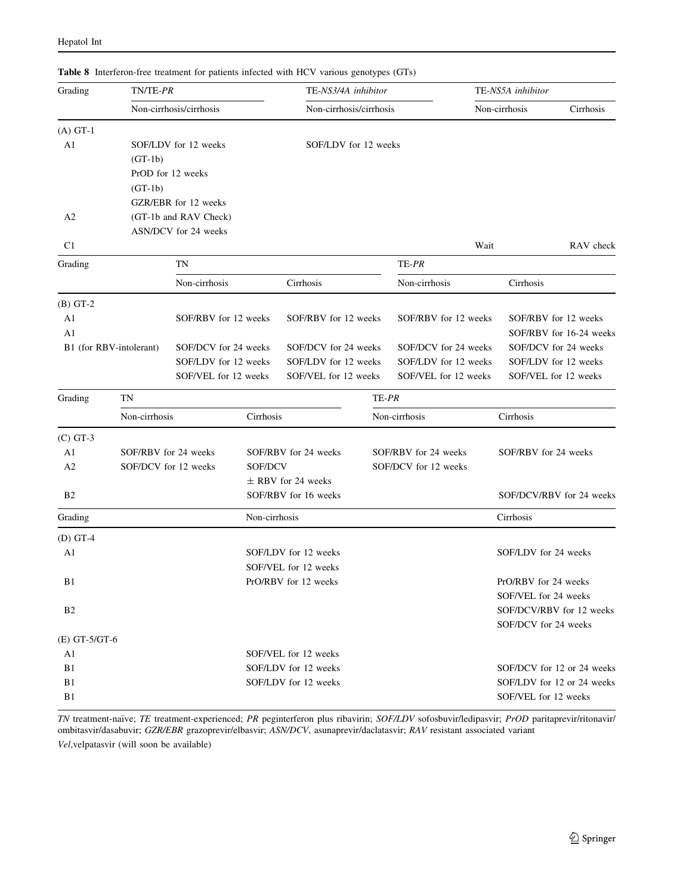**Table 8** Interferon-free treatment for patients infected with HCV various genotypes (GTs)

| Grading | TN/TE-*PR* | TE-*NS3/4A inhibitor* | TE-*NS5A inhibitor* | |
|---|---|---|---|---|
| | Non-cirrhosis/cirrhosis | Non-cirrhosis/cirrhosis | Non-cirrhosis | Cirrhosis |
| (A) GT-1 | | | | |
| A1 | SOF/LDV for 12 weeks | SOF/LDV for 12 weeks | | |
| | (GT-1b) | | | |
| | PrOD for 12 weeks | | | |
| | (GT-1b) | | | |
| | GZR/EBR for 12 weeks | | | |
| A2 | (GT-1b and RAV Check) | | | |
| | ASN/DCV for 24 weeks | | | |
| C1 | | | Wait | RAV check |

| Grading | TN | | TE-*PR* | |
|---|---|---|---|---|
| | Non-cirrhosis | Cirrhosis | Non-cirrhosis | Cirrhosis |
| (B) GT-2 | | | | |
| A1 | SOF/RBV for 12 weeks | SOF/RBV for 12 weeks | SOF/RBV for 12 weeks | SOF/RBV for 12 weeks |
| A1 | | | | SOF/RBV for 16-24 weeks |
| B1 (for RBV-intolerant) | SOF/DCV for 24 weeks | SOF/DCV for 24 weeks | SOF/DCV for 24 weeks | SOF/DCV for 24 weeks |
| | SOF/LDV for 12 weeks | SOF/LDV for 12 weeks | SOF/LDV for 12 weeks | SOF/LDV for 12 weeks |
| | SOF/VEL for 12 weeks | SOF/VEL for 12 weeks | SOF/VEL for 12 weeks | SOF/VEL for 12 weeks |

| Grading | TN | | TE-*PR* | |
|---|---|---|---|---|
| | Non-cirrhosis | Cirrhosis | Non-cirrhosis | Cirrhosis |
| (C) GT-3 | | | | |
| A1 | SOF/RBV for 24 weeks | SOF/RBV for 24 weeks | SOF/RBV for 24 weeks | SOF/RBV for 24 weeks |
| A2 | SOF/DCV for 12 weeks | SOF/DCV ± RBV for 24 weeks | SOF/DCV for 12 weeks | |
| B2 | | SOF/RBV for 16 weeks | | SOF/DCV/RBV for 24 weeks |

| Grading | Non-cirrhosis | Cirrhosis |
|---|---|---|
| (D) GT-4 | | |
| A1 | SOF/LDV for 12 weeks | SOF/LDV for 24 weeks |
| | SOF/VEL for 12 weeks | |
| B1 | PrO/RBV for 12 weeks | PrO/RBV for 24 weeks |
| | | SOF/VEL for 24 weeks |
| B2 | | SOF/DCV/RBV for 12 weeks |
| | | SOF/DCV for 24 weeks |
| (E) GT-5/GT-6 | | |
| A1 | SOF/VEL for 12 weeks | |
| B1 | SOF/LDV for 12 weeks | SOF/DCV for 12 or 24 weeks |
| B1 | SOF/LDV for 12 weeks | SOF/LDV for 12 or 24 weeks |
| B1 | | SOF/VEL for 12 weeks |

*TN* treatment-naïve; *TE* treatment-experienced; *PR* peginterferon plus ribavirin; *SOF/LDV* sofosbuvir/ledipasvir; *PrOD* paritaprevir/ritonavir/ombitasvir/dasabuvir; *GZR/EBR* grazoprevir/elbasvir; *ASN/DCV*, asunaprevir/daclatasvir; *RAV* resistant associated variant

*Vel*,velpatasvir (will soon be available)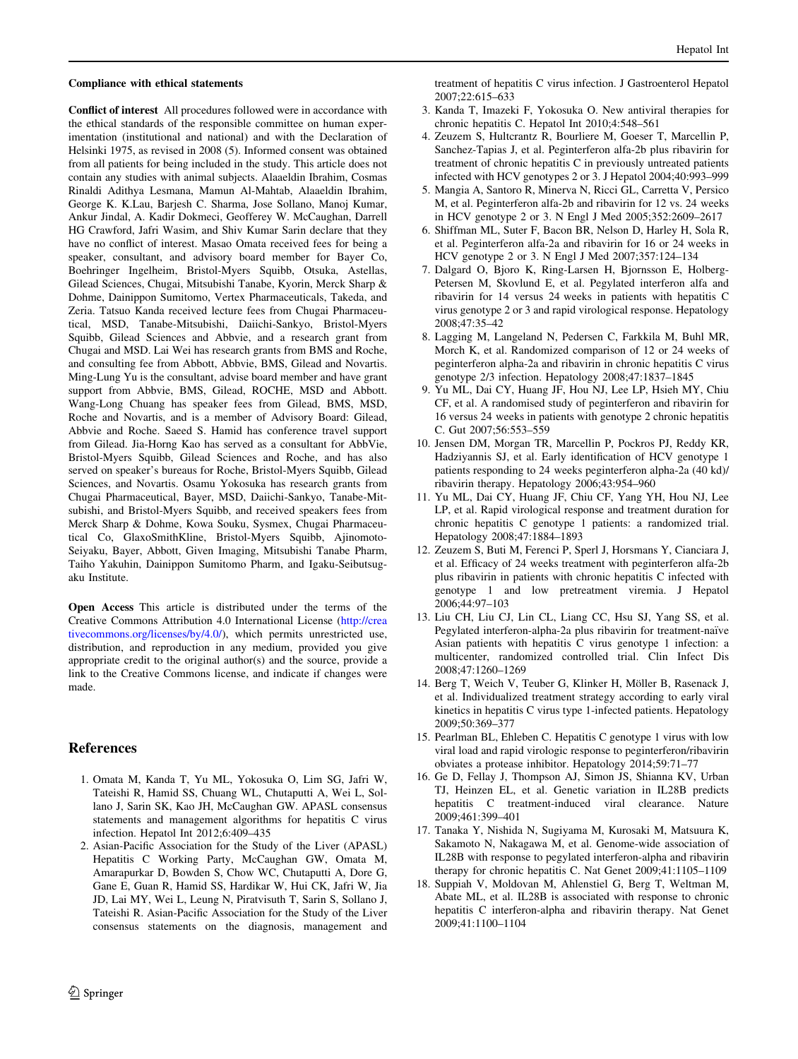**Compliance with ethical statements**

**Conflict of interest** All procedures followed were in accordance with the ethical standards of the responsible committee on human experimentation (institutional and national) and with the Declaration of Helsinki 1975, as revised in 2008 (5). Informed consent was obtained from all patients for being included in the study. This article does not contain any studies with animal subjects. Alaaeldin Ibrahim, Cosmas Rinaldi Adithya Lesmana, Mamun Al-Mahtab, Alaaeldin Ibrahim, George K. K.Lau, Barjesh C. Sharma, Jose Sollano, Manoj Kumar, Ankur Jindal, A. Kadir Dokmeci, Geofferey W. McCaughan, Darrell HG Crawford, Jafri Wasim, and Shiv Kumar Sarin declare that they have no conflict of interest. Masao Omata received fees for being a speaker, consultant, and advisory board member for Bayer Co, Boehringer Ingelheim, Bristol-Myers Squibb, Otsuka, Astellas, Gilead Sciences, Chugai, Mitsubishi Tanabe, Kyorin, Merck Sharp & Dohme, Dainippon Sumitomo, Vertex Pharmaceuticals, Takeda, and Zeria. Tatsuo Kanda received lecture fees from Chugai Pharmaceutical, MSD, Tanabe-Mitsubishi, Daiichi-Sankyo, Bristol-Myers Squibb, Gilead Sciences and Abbvie, and a research grant from Chugai and MSD. Lai Wei has research grants from BMS and Roche, and consulting fee from Abbott, Abbvie, BMS, Gilead and Novartis. Ming-Lung Yu is the consultant, advise board member and have grant support from Abbvie, BMS, Gilead, ROCHE, MSD and Abbott. Wang-Long Chuang has speaker fees from Gilead, BMS, MSD, Roche and Novartis, and is a member of Advisory Board: Gilead, Abbvie and Roche. Saeed S. Hamid has conference travel support from Gilead. Jia-Horng Kao has served as a consultant for AbbVie, Bristol-Myers Squibb, Gilead Sciences and Roche, and has also served on speaker's bureaus for Roche, Bristol-Myers Squibb, Gilead Sciences, and Novartis. Osamu Yokosuka has research grants from Chugai Pharmaceutical, Bayer, MSD, Daiichi-Sankyo, Tanabe-Mitsubishi, and Bristol-Myers Squibb, and received speakers fees from Merck Sharp & Dohme, Kowa Souku, Sysmex, Chugai Pharmaceutical Co, GlaxoSmithKline, Bristol-Myers Squibb, Ajinomoto-Seiyaku, Bayer, Abbott, Given Imaging, Mitsubishi Tanabe Pharm, Taiho Yakuhin, Dainippon Sumitomo Pharm, and Igaku-Seibutsugaku Institute.

**Open Access** This article is distributed under the terms of the Creative Commons Attribution 4.0 International License (http://creativecommons.org/licenses/by/4.0/), which permits unrestricted use, distribution, and reproduction in any medium, provided you give appropriate credit to the original author(s) and the source, provide a link to the Creative Commons license, and indicate if changes were made.

## References

1. Omata M, Kanda T, Yu ML, Yokosuka O, Lim SG, Jafri W, Tateishi R, Hamid SS, Chuang WL, Chutaputti A, Wei L, Sollano J, Sarin SK, Kao JH, McCaughan GW. APASL consensus statements and management algorithms for hepatitis C virus infection. Hepatol Int 2012;6:409–435
2. Asian-Pacific Association for the Study of the Liver (APASL) Hepatitis C Working Party, McCaughan GW, Omata M, Amarapurkar D, Bowden S, Chow WC, Chutaputti A, Dore G, Gane E, Guan R, Hamid SS, Hardikar W, Hui CK, Jafri W, Jia JD, Lai MY, Wei L, Leung N, Piratvisuth T, Sarin S, Sollano J, Tateishi R. Asian-Pacific Association for the Study of the Liver consensus statements on the diagnosis, management and treatment of hepatitis C virus infection. J Gastroenterol Hepatol 2007;22:615–633
3. Kanda T, Imazeki F, Yokosuka O. New antiviral therapies for chronic hepatitis C. Hepatol Int 2010;4:548–561
4. Zeuzem S, Hultcrantz R, Bourliere M, Goeser T, Marcellin P, Sanchez-Tapias J, et al. Peginterferon alfa-2b plus ribavirin for treatment of chronic hepatitis C in previously untreated patients infected with HCV genotypes 2 or 3. J Hepatol 2004;40:993–999
5. Mangia A, Santoro R, Minerva N, Ricci GL, Carretta V, Persico M, et al. Peginterferon alfa-2b and ribavirin for 12 vs. 24 weeks in HCV genotype 2 or 3. N Engl J Med 2005;352:2609–2617
6. Shiffman ML, Suter F, Bacon BR, Nelson D, Harley H, Sola R, et al. Peginterferon alfa-2a and ribavirin for 16 or 24 weeks in HCV genotype 2 or 3. N Engl J Med 2007;357:124–134
7. Dalgard O, Bjoro K, Ring-Larsen H, Bjornsson E, Holberg-Petersen M, Skovlund E, et al. Pegylated interferon alfa and ribavirin for 14 versus 24 weeks in patients with hepatitis C virus genotype 2 or 3 and rapid virological response. Hepatology 2008;47:35–42
8. Lagging M, Langeland N, Pedersen C, Farkkila M, Buhl MR, Morch K, et al. Randomized comparison of 12 or 24 weeks of peginterferon alpha-2a and ribavirin in chronic hepatitis C virus genotype 2/3 infection. Hepatology 2008;47:1837–1845
9. Yu ML, Dai CY, Huang JF, Hou NJ, Lee LP, Hsieh MY, Chiu CF, et al. A randomised study of peginterferon and ribavirin for 16 versus 24 weeks in patients with genotype 2 chronic hepatitis C. Gut 2007;56:553–559
10. Jensen DM, Morgan TR, Marcellin P, Pockros PJ, Reddy KR, Hadziyannis SJ, et al. Early identification of HCV genotype 1 patients responding to 24 weeks peginterferon alpha-2a (40 kd)/ribavirin therapy. Hepatology 2006;43:954–960
11. Yu ML, Dai CY, Huang JF, Chiu CF, Yang YH, Hou NJ, Lee LP, et al. Rapid virological response and treatment duration for chronic hepatitis C genotype 1 patients: a randomized trial. Hepatology 2008;47:1884–1893
12. Zeuzem S, Buti M, Ferenci P, Sperl J, Horsmans Y, Cianciara J, et al. Efficacy of 24 weeks treatment with peginterferon alfa-2b plus ribavirin in patients with chronic hepatitis C infected with genotype 1 and low pretreatment viremia. J Hepatol 2006;44:97–103
13. Liu CH, Liu CJ, Lin CL, Liang CC, Hsu SJ, Yang SS, et al. Pegylated interferon-alpha-2a plus ribavirin for treatment-naïve Asian patients with hepatitis C virus genotype 1 infection: a multicenter, randomized controlled trial. Clin Infect Dis 2008;47:1260–1269
14. Berg T, Weich V, Teuber G, Klinker H, Möller B, Rasenack J, et al. Individualized treatment strategy according to early viral kinetics in hepatitis C virus type 1-infected patients. Hepatology 2009;50:369–377
15. Pearlman BL, Ehleben C. Hepatitis C genotype 1 virus with low viral load and rapid virologic response to peginterferon/ribavirin obviates a protease inhibitor. Hepatology 2014;59:71–77
16. Ge D, Fellay J, Thompson AJ, Simon JS, Shianna KV, Urban TJ, Heinzen EL, et al. Genetic variation in IL28B predicts hepatitis C treatment-induced viral clearance. Nature 2009;461:399–401
17. Tanaka Y, Nishida N, Sugiyama M, Kurosaki M, Matsuura K, Sakamoto N, Nakagawa M, et al. Genome-wide association of IL28B with response to pegylated interferon-alpha and ribavirin therapy for chronic hepatitis C. Nat Genet 2009;41:1105–1109
18. Suppiah V, Moldovan M, Ahlenstiel G, Berg T, Weltman M, Abate ML, et al. IL28B is associated with response to chronic hepatitis C interferon-alpha and ribavirin therapy. Nat Genet 2009;41:1100–1104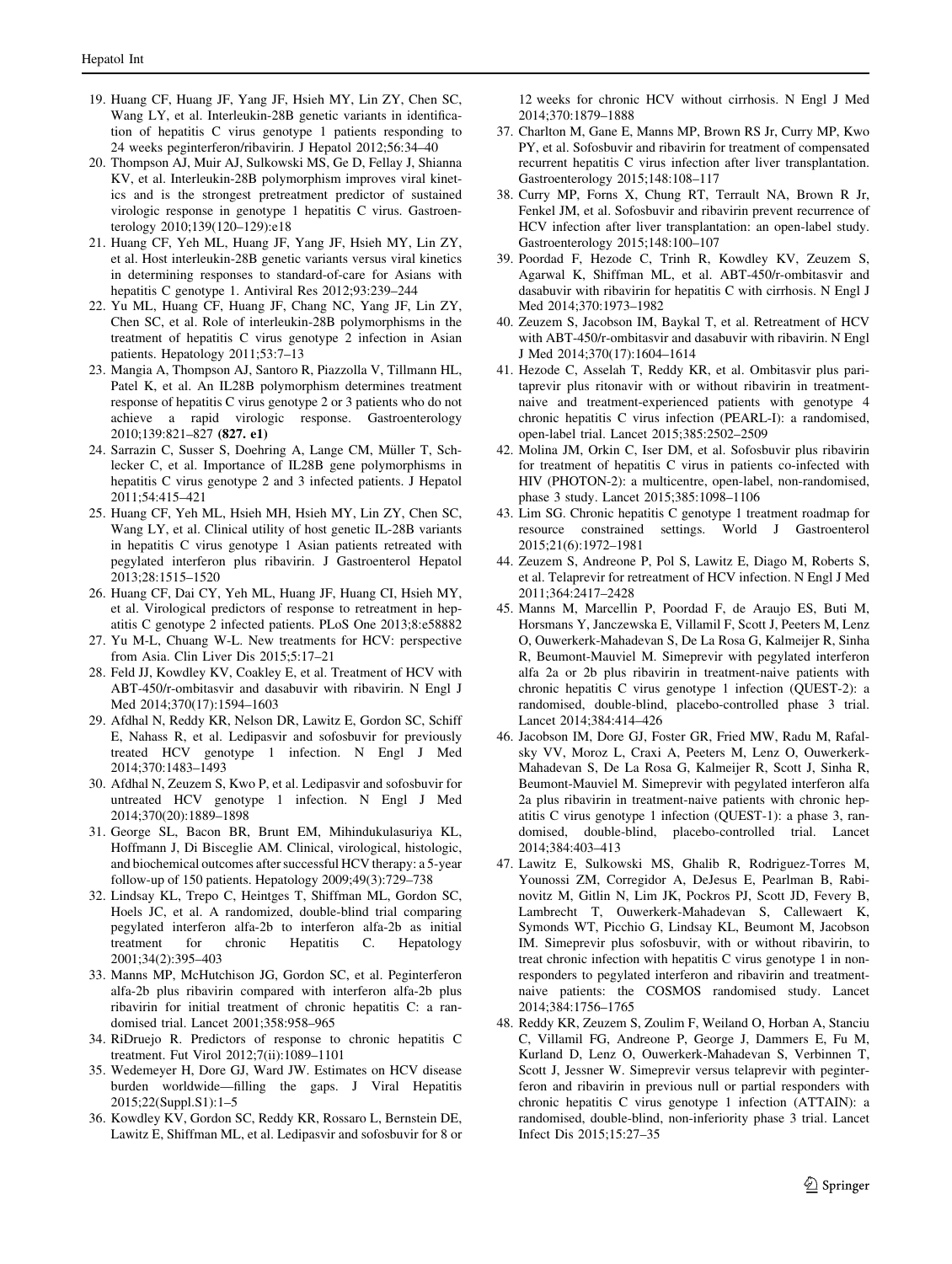19. Huang CF, Huang JF, Yang JF, Hsieh MY, Lin ZY, Chen SC, Wang LY, et al. Interleukin-28B genetic variants in identification of hepatitis C virus genotype 1 patients responding to 24 weeks peginterferon/ribavirin. J Hepatol 2012;56:34–40
20. Thompson AJ, Muir AJ, Sulkowski MS, Ge D, Fellay J, Shianna KV, et al. Interleukin-28B polymorphism improves viral kinetics and is the strongest pretreatment predictor of sustained virologic response in genotype 1 hepatitis C virus. Gastroenterology 2010;139(120–129):e18
21. Huang CF, Yeh ML, Huang JF, Yang JF, Hsieh MY, Lin ZY, et al. Host interleukin-28B genetic variants versus viral kinetics in determining responses to standard-of-care for Asians with hepatitis C genotype 1. Antiviral Res 2012;93:239–244
22. Yu ML, Huang CF, Huang JF, Chang NC, Yang JF, Lin ZY, Chen SC, et al. Role of interleukin-28B polymorphisms in the treatment of hepatitis C virus genotype 2 infection in Asian patients. Hepatology 2011;53:7–13
23. Mangia A, Thompson AJ, Santoro R, Piazzolla V, Tillmann HL, Patel K, et al. An IL28B polymorphism determines treatment response of hepatitis C virus genotype 2 or 3 patients who do not achieve a rapid virologic response. Gastroenterology 2010;139:821–827 **(827. e1)**
24. Sarrazin C, Susser S, Doehring A, Lange CM, Müller T, Schlecker C, et al. Importance of IL28B gene polymorphisms in hepatitis C virus genotype 2 and 3 infected patients. J Hepatol 2011;54:415–421
25. Huang CF, Yeh ML, Hsieh MH, Hsieh MY, Lin ZY, Chen SC, Wang LY, et al. Clinical utility of host genetic IL-28B variants in hepatitis C virus genotype 1 Asian patients retreated with pegylated interferon plus ribavirin. J Gastroenterol Hepatol 2013;28:1515–1520
26. Huang CF, Dai CY, Yeh ML, Huang JF, Huang CI, Hsieh MY, et al. Virological predictors of response to retreatment in hepatitis C genotype 2 infected patients. PLoS One 2013;8:e58882
27. Yu M-L, Chuang W-L. New treatments for HCV: perspective from Asia. Clin Liver Dis 2015;5:17–21
28. Feld JJ, Kowdley KV, Coakley E, et al. Treatment of HCV with ABT-450/r-ombitasvir and dasabuvir with ribavirin. N Engl J Med 2014;370(17):1594–1603
29. Afdhal N, Reddy KR, Nelson DR, Lawitz E, Gordon SC, Schiff E, Nahass R, et al. Ledipasvir and sofosbuvir for previously treated HCV genotype 1 infection. N Engl J Med 2014;370:1483–1493
30. Afdhal N, Zeuzem S, Kwo P, et al. Ledipasvir and sofosbuvir for untreated HCV genotype 1 infection. N Engl J Med 2014;370(20):1889–1898
31. George SL, Bacon BR, Brunt EM, Mihindukulasuriya KL, Hoffmann J, Di Bisceglie AM. Clinical, virological, histologic, and biochemical outcomes after successful HCV therapy: a 5-year follow-up of 150 patients. Hepatology 2009;49(3):729–738
32. Lindsay KL, Trepo C, Heintges T, Shiffman ML, Gordon SC, Hoels JC, et al. A randomized, double-blind trial comparing pegylated interferon alfa-2b to interferon alfa-2b as initial treatment for chronic Hepatitis C. Hepatology 2001;34(2):395–403
33. Manns MP, McHutchison JG, Gordon SC, et al. Peginterferon alfa-2b plus ribavirin compared with interferon alfa-2b plus ribavirin for initial treatment of chronic hepatitis C: a randomised trial. Lancet 2001;358:958–965
34. RiDruejo R. Predictors of response to chronic hepatitis C treatment. Fut Virol 2012;7(ii):1089–1101
35. Wedemeyer H, Dore GJ, Ward JW. Estimates on HCV disease burden worldwide—filling the gaps. J Viral Hepatitis 2015;22(Suppl.S1):1–5
36. Kowdley KV, Gordon SC, Reddy KR, Rossaro L, Bernstein DE, Lawitz E, Shiffman ML, et al. Ledipasvir and sofosbuvir for 8 or 12 weeks for chronic HCV without cirrhosis. N Engl J Med 2014;370:1879–1888
37. Charlton M, Gane E, Manns MP, Brown RS Jr, Curry MP, Kwo PY, et al. Sofosbuvir and ribavirin for treatment of compensated recurrent hepatitis C virus infection after liver transplantation. Gastroenterology 2015;148:108–117
38. Curry MP, Forns X, Chung RT, Terrault NA, Brown R Jr, Fenkel JM, et al. Sofosbuvir and ribavirin prevent recurrence of HCV infection after liver transplantation: an open-label study. Gastroenterology 2015;148:100–107
39. Poordad F, Hezode C, Trinh R, Kowdley KV, Zeuzem S, Agarwal K, Shiffman ML, et al. ABT-450/r-ombitasvir and dasabuvir with ribavirin for hepatitis C with cirrhosis. N Engl J Med 2014;370:1973–1982
40. Zeuzem S, Jacobson IM, Baykal T, et al. Retreatment of HCV with ABT-450/r-ombitasvir and dasabuvir with ribavirin. N Engl J Med 2014;370(17):1604–1614
41. Hezode C, Asselah T, Reddy KR, et al. Ombitasvir plus paritaprevir plus ritonavir with or without ribavirin in treatment-naive and treatment-experienced patients with genotype 4 chronic hepatitis C virus infection (PEARL-I): a randomised, open-label trial. Lancet 2015;385:2502–2509
42. Molina JM, Orkin C, Iser DM, et al. Sofosbuvir plus ribavirin for treatment of hepatitis C virus in patients co-infected with HIV (PHOTON-2): a multicentre, open-label, non-randomised, phase 3 study. Lancet 2015;385:1098–1106
43. Lim SG. Chronic hepatitis C genotype 1 treatment roadmap for resource constrained settings. World J Gastroenterol 2015;21(6):1972–1981
44. Zeuzem S, Andreone P, Pol S, Lawitz E, Diago M, Roberts S, et al. Telaprevir for retreatment of HCV infection. N Engl J Med 2011;364:2417–2428
45. Manns M, Marcellin P, Poordad F, de Araujo ES, Buti M, Horsmans Y, Janczewska E, Villamil F, Scott J, Peeters M, Lenz O, Ouwerkerk-Mahadevan S, De La Rosa G, Kalmeijer R, Sinha R, Beumont-Mauviel M. Simeprevir with pegylated interferon alfa 2a or 2b plus ribavirin in treatment-naive patients with chronic hepatitis C virus genotype 1 infection (QUEST-2): a randomised, double-blind, placebo-controlled phase 3 trial. Lancet 2014;384:414–426
46. Jacobson IM, Dore GJ, Foster GR, Fried MW, Radu M, Rafalsky VV, Moroz L, Craxi A, Peeters M, Lenz O, Ouwerkerk-Mahadevan S, De La Rosa G, Kalmeijer R, Scott J, Sinha R, Beumont-Mauviel M. Simeprevir with pegylated interferon alfa 2a plus ribavirin in treatment-naive patients with chronic hepatitis C virus genotype 1 infection (QUEST-1): a phase 3, randomised, double-blind, placebo-controlled trial. Lancet 2014;384:403–413
47. Lawitz E, Sulkowski MS, Ghalib R, Rodriguez-Torres M, Younossi ZM, Corregidor A, DeJesus E, Pearlman B, Rabinovitz M, Gitlin N, Lim JK, Pockros PJ, Scott JD, Fevery B, Lambrecht T, Ouwerkerk-Mahadevan S, Callewaert K, Symonds WT, Picchio G, Lindsay KL, Beumont M, Jacobson IM. Simeprevir plus sofosbuvir, with or without ribavirin, to treat chronic infection with hepatitis C virus genotype 1 in non-responders to pegylated interferon and ribavirin and treatment-naive patients: the COSMOS randomised study. Lancet 2014;384:1756–1765
48. Reddy KR, Zeuzem S, Zoulim F, Weiland O, Horban A, Stanciu C, Villamil FG, Andreone P, George J, Dammers E, Fu M, Kurland D, Lenz O, Ouwerkerk-Mahadevan S, Verbinnen T, Scott J, Jessner W. Simeprevir versus telaprevir with peginterferon and ribavirin in previous null or partial responders with chronic hepatitis C virus genotype 1 infection (ATTAIN): a randomised, double-blind, non-inferiority phase 3 trial. Lancet Infect Dis 2015;15:27–35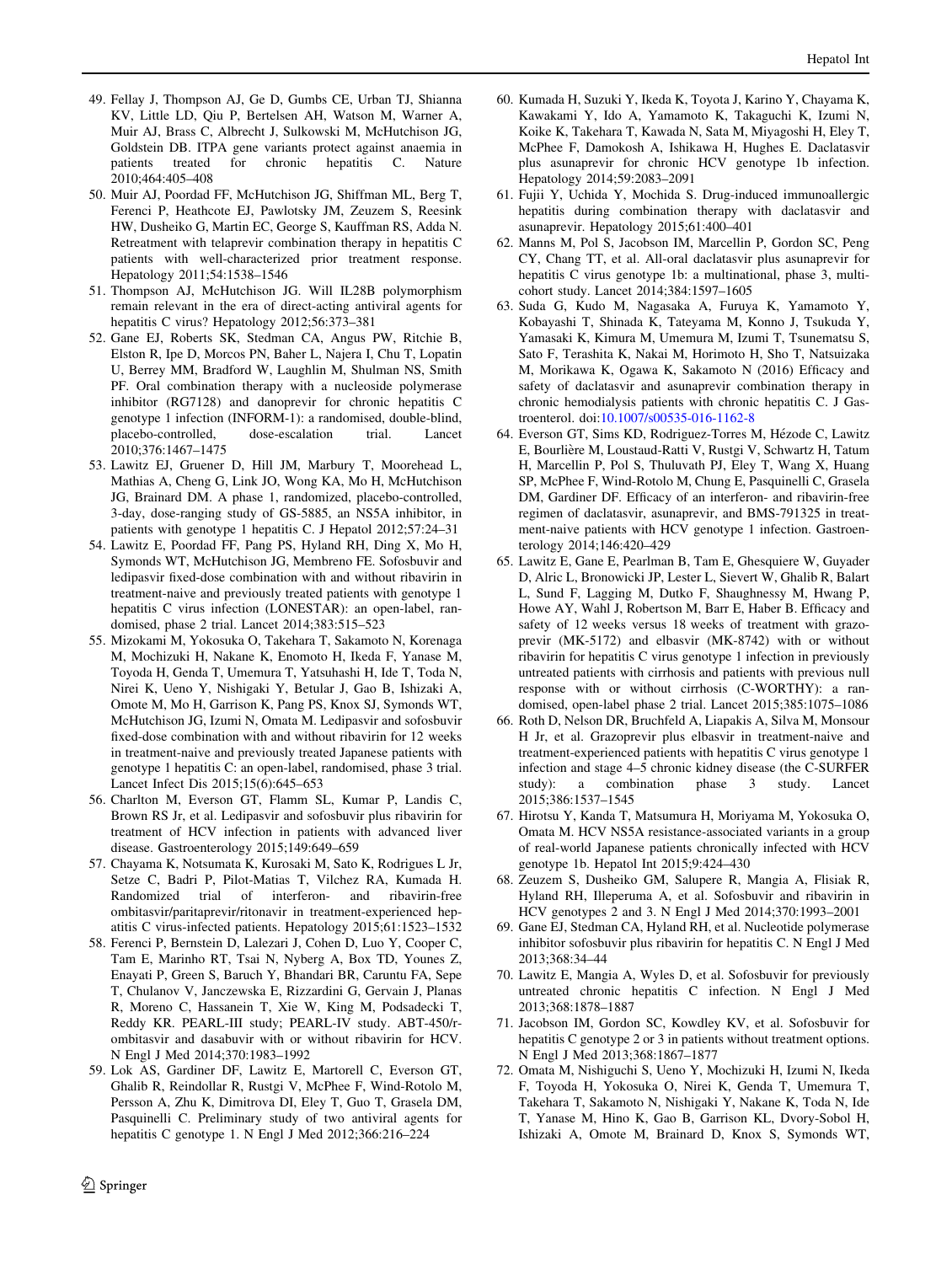49. Fellay J, Thompson AJ, Ge D, Gumbs CE, Urban TJ, Shianna KV, Little LD, Qiu P, Bertelsen AH, Watson M, Warner A, Muir AJ, Brass C, Albrecht J, Sulkowski M, McHutchison JG, Goldstein DB. ITPA gene variants protect against anaemia in patients treated for chronic hepatitis C. Nature 2010;464:405–408
50. Muir AJ, Poordad FF, McHutchison JG, Shiffman ML, Berg T, Ferenci P, Heathcote EJ, Pawlotsky JM, Zeuzem S, Reesink HW, Dusheiko G, Martin EC, George S, Kauffman RS, Adda N. Retreatment with telaprevir combination therapy in hepatitis C patients with well-characterized prior treatment response. Hepatology 2011;54:1538–1546
51. Thompson AJ, McHutchison JG. Will IL28B polymorphism remain relevant in the era of direct-acting antiviral agents for hepatitis C virus? Hepatology 2012;56:373–381
52. Gane EJ, Roberts SK, Stedman CA, Angus PW, Ritchie B, Elston R, Ipe D, Morcos PN, Baher L, Najera I, Chu T, Lopatin U, Berrey MM, Bradford W, Laughlin M, Shulman NS, Smith PF. Oral combination therapy with a nucleoside polymerase inhibitor (RG7128) and danoprevir for chronic hepatitis C genotype 1 infection (INFORM-1): a randomised, double-blind, placebo-controlled, dose-escalation trial. Lancet 2010;376:1467–1475
53. Lawitz EJ, Gruener D, Hill JM, Marbury T, Moorehead L, Mathias A, Cheng G, Link JO, Wong KA, Mo H, McHutchison JG, Brainard DM. A phase 1, randomized, placebo-controlled, 3-day, dose-ranging study of GS-5885, an NS5A inhibitor, in patients with genotype 1 hepatitis C. J Hepatol 2012;57:24–31
54. Lawitz E, Poordad FF, Pang PS, Hyland RH, Ding X, Mo H, Symonds WT, McHutchison JG, Membreno FE. Sofosbuvir and ledipasvir fixed-dose combination with and without ribavirin in treatment-naive and previously treated patients with genotype 1 hepatitis C virus infection (LONESTAR): an open-label, randomised, phase 2 trial. Lancet 2014;383:515–523
55. Mizokami M, Yokosuka O, Takehara T, Sakamoto N, Korenaga M, Mochizuki H, Nakane K, Enomoto H, Ikeda F, Yanase M, Toyoda H, Genda T, Umemura T, Yatsuhashi H, Ide T, Toda N, Nirei K, Ueno Y, Nishigaki Y, Betular J, Gao B, Ishizaki A, Omote M, Mo H, Garrison K, Pang PS, Knox SJ, Symonds WT, McHutchison JG, Izumi N, Omata M. Ledipasvir and sofosbuvir fixed-dose combination with and without ribavirin for 12 weeks in treatment-naive and previously treated Japanese patients with genotype 1 hepatitis C: an open-label, randomised, phase 3 trial. Lancet Infect Dis 2015;15(6):645–653
56. Charlton M, Everson GT, Flamm SL, Kumar P, Landis C, Brown RS Jr, et al. Ledipasvir and sofosbuvir plus ribavirin for treatment of HCV infection in patients with advanced liver disease. Gastroenterology 2015;149:649–659
57. Chayama K, Notsumata K, Kurosaki M, Sato K, Rodrigues L Jr, Setze C, Badri P, Pilot-Matias T, Vilchez RA, Kumada H. Randomized trial of interferon- and ribavirin-free ombitasvir/paritaprevir/ritonavir in treatment-experienced hepatitis C virus-infected patients. Hepatology 2015;61:1523–1532
58. Ferenci P, Bernstein D, Lalezari J, Cohen D, Luo Y, Cooper C, Tam E, Marinho RT, Tsai N, Nyberg A, Box TD, Younes Z, Enayati P, Green S, Baruch Y, Bhandari BR, Caruntu FA, Sepe T, Chulanov V, Janczewska E, Rizzardini G, Gervain J, Planas R, Moreno C, Hassanein T, Xie W, King M, Podsadecki T, Reddy KR. PEARL-III study; PEARL-IV study. ABT-450/r-ombitasvir and dasabuvir with or without ribavirin for HCV. N Engl J Med 2014;370:1983–1992
59. Lok AS, Gardiner DF, Lawitz E, Martorell C, Everson GT, Ghalib R, Reindollar R, Rustgi V, McPhee F, Wind-Rotolo M, Persson A, Zhu K, Dimitrova DI, Eley T, Guo T, Grasela DM, Pasquinelli C. Preliminary study of two antiviral agents for hepatitis C genotype 1. N Engl J Med 2012;366:216–224
60. Kumada H, Suzuki Y, Ikeda K, Toyota J, Karino Y, Chayama K, Kawakami Y, Ido A, Yamamoto K, Takaguchi K, Izumi N, Koike K, Takehara T, Kawada N, Sata M, Miyagoshi H, Eley T, McPhee F, Damokosh A, Ishikawa H, Hughes E. Daclatasvir plus asunaprevir for chronic HCV genotype 1b infection. Hepatology 2014;59:2083–2091
61. Fujii Y, Uchida Y, Mochida S. Drug-induced immunoallergic hepatitis during combination therapy with daclatasvir and asunaprevir. Hepatology 2015;61:400–401
62. Manns M, Pol S, Jacobson IM, Marcellin P, Gordon SC, Peng CY, Chang TT, et al. All-oral daclatasvir plus asunaprevir for hepatitis C virus genotype 1b: a multinational, phase 3, multicohort study. Lancet 2014;384:1597–1605
63. Suda G, Kudo M, Nagasaka A, Furuya K, Yamamoto Y, Kobayashi T, Shinada K, Tateyama M, Konno J, Tsukuda Y, Yamasaki K, Kimura M, Umemura M, Izumi T, Tsunematsu S, Sato F, Terashita K, Nakai M, Horimoto H, Sho T, Natsuizaka M, Morikawa K, Ogawa K, Sakamoto N (2016) Efficacy and safety of daclatasvir and asunaprevir combination therapy in chronic hemodialysis patients with chronic hepatitis C. J Gastroenterol. doi:10.1007/s00535-016-1162-8
64. Everson GT, Sims KD, Rodriguez-Torres M, Hézode C, Lawitz E, Bourlière M, Loustaud-Ratti V, Rustgi V, Schwartz H, Tatum H, Marcellin P, Pol S, Thuluvath PJ, Eley T, Wang X, Huang SP, McPhee F, Wind-Rotolo M, Chung E, Pasquinelli C, Grasela DM, Gardiner DF. Efficacy of an interferon- and ribavirin-free regimen of daclatasvir, asunaprevir, and BMS-791325 in treatment-naive patients with HCV genotype 1 infection. Gastroenterology 2014;146:420–429
65. Lawitz E, Gane E, Pearlman B, Tam E, Ghesquiere W, Guyader D, Alric L, Bronowicki JP, Lester L, Sievert W, Ghalib R, Balart L, Sund F, Lagging M, Dutko F, Shaughnessy M, Hwang P, Howe AY, Wahl J, Robertson M, Barr E, Haber B. Efficacy and safety of 12 weeks versus 18 weeks of treatment with grazoprevir (MK-5172) and elbasvir (MK-8742) with or without ribavirin for hepatitis C virus genotype 1 infection in previously untreated patients with cirrhosis and patients with previous null response with or without cirrhosis (C-WORTHY): a randomised, open-label phase 2 trial. Lancet 2015;385:1075–1086
66. Roth D, Nelson DR, Bruchfeld A, Liapakis A, Silva M, Monsour H Jr, et al. Grazoprevir plus elbasvir in treatment-naive and treatment-experienced patients with hepatitis C virus genotype 1 infection and stage 4–5 chronic kidney disease (the C-SURFER study): a combination phase 3 study. Lancet 2015;386:1537–1545
67. Hirotsu Y, Kanda T, Matsumura H, Moriyama M, Yokosuka O, Omata M. HCV NS5A resistance-associated variants in a group of real-world Japanese patients chronically infected with HCV genotype 1b. Hepatol Int 2015;9:424–430
68. Zeuzem S, Dusheiko GM, Salupere R, Mangia A, Flisiak R, Hyland RH, Illeperuma A, et al. Sofosbuvir and ribavirin in HCV genotypes 2 and 3. N Engl J Med 2014;370:1993–2001
69. Gane EJ, Stedman CA, Hyland RH, et al. Nucleotide polymerase inhibitor sofosbuvir plus ribavirin for hepatitis C. N Engl J Med 2013;368:34–44
70. Lawitz E, Mangia A, Wyles D, et al. Sofosbuvir for previously untreated chronic hepatitis C infection. N Engl J Med 2013;368:1878–1887
71. Jacobson IM, Gordon SC, Kowdley KV, et al. Sofosbuvir for hepatitis C genotype 2 or 3 in patients without treatment options. N Engl J Med 2013;368:1867–1877
72. Omata M, Nishiguchi S, Ueno Y, Mochizuki H, Izumi N, Ikeda F, Toyoda H, Yokosuka O, Nirei K, Genda T, Umemura T, Takehara T, Sakamoto N, Nishigaki Y, Nakane K, Toda N, Ide T, Yanase M, Hino K, Gao B, Garrison KL, Dvory-Sobol H, Ishizaki A, Omote M, Brainard D, Knox S, Symonds WT,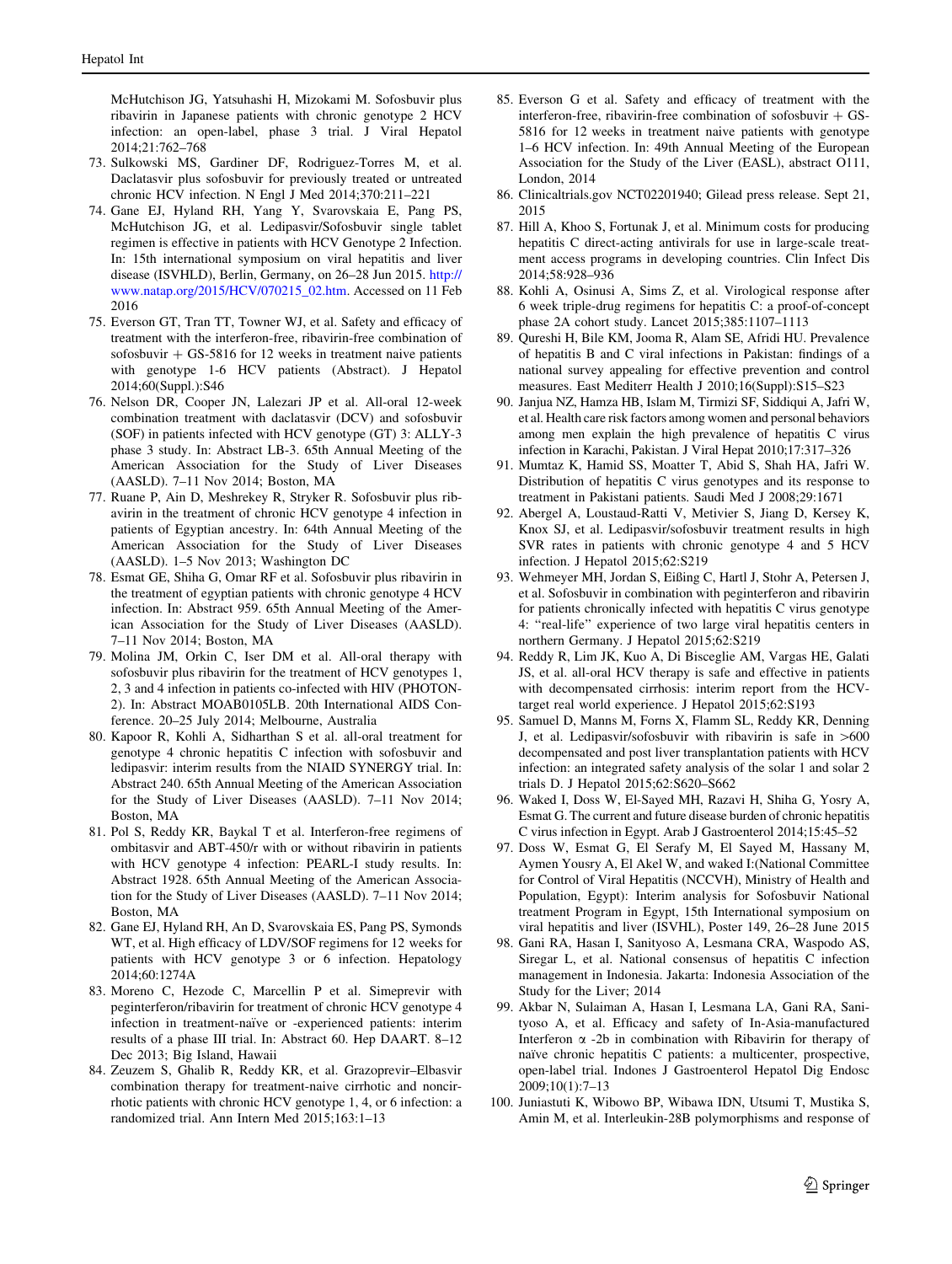McHutchison JG, Yatsuhashi H, Mizokami M. Sofosbuvir plus ribavirin in Japanese patients with chronic genotype 2 HCV infection: an open-label, phase 3 trial. J Viral Hepatol 2014;21:762–768

73. Sulkowski MS, Gardiner DF, Rodriguez-Torres M, et al. Daclatasvir plus sofosbuvir for previously treated or untreated chronic HCV infection. N Engl J Med 2014;370:211–221
74. Gane EJ, Hyland RH, Yang Y, Svarovskaia E, Pang PS, McHutchison JG, et al. Ledipasvir/Sofosbuvir single tablet regimen is effective in patients with HCV Genotype 2 Infection. In: 15th international symposium on viral hepatitis and liver disease (ISVHLD), Berlin, Germany, on 26–28 Jun 2015. http://www.natap.org/2015/HCV/070215_02.htm. Accessed on 11 Feb 2016
75. Everson GT, Tran TT, Towner WJ, et al. Safety and efficacy of treatment with the interferon-free, ribavirin-free combination of sofosbuvir + GS-5816 for 12 weeks in treatment naive patients with genotype 1-6 HCV patients (Abstract). J Hepatol 2014;60(Suppl.):S46
76. Nelson DR, Cooper JN, Lalezari JP et al. All-oral 12-week combination treatment with daclatasvir (DCV) and sofosbuvir (SOF) in patients infected with HCV genotype (GT) 3: ALLY-3 phase 3 study. In: Abstract LB-3. 65th Annual Meeting of the American Association for the Study of Liver Diseases (AASLD). 7–11 Nov 2014; Boston, MA
77. Ruane P, Ain D, Meshrekey R, Stryker R. Sofosbuvir plus ribavirin in the treatment of chronic HCV genotype 4 infection in patients of Egyptian ancestry. In: 64th Annual Meeting of the American Association for the Study of Liver Diseases (AASLD). 1–5 Nov 2013; Washington DC
78. Esmat GE, Shiha G, Omar RF et al. Sofosbuvir plus ribavirin in the treatment of egyptian patients with chronic genotype 4 HCV infection. In: Abstract 959. 65th Annual Meeting of the American Association for the Study of Liver Diseases (AASLD). 7–11 Nov 2014; Boston, MA
79. Molina JM, Orkin C, Iser DM et al. All-oral therapy with sofosbuvir plus ribavirin for the treatment of HCV genotypes 1, 2, 3 and 4 infection in patients co-infected with HIV (PHOTON-2). In: Abstract MOAB0105LB. 20th International AIDS Conference. 20–25 July 2014; Melbourne, Australia
80. Kapoor R, Kohli A, Sidharthan S et al. all-oral treatment for genotype 4 chronic hepatitis C infection with sofosbuvir and ledipasvir: interim results from the NIAID SYNERGY trial. In: Abstract 240. 65th Annual Meeting of the American Association for the Study of Liver Diseases (AASLD). 7–11 Nov 2014; Boston, MA
81. Pol S, Reddy KR, Baykal T et al. Interferon-free regimens of ombitasvir and ABT-450/r with or without ribavirin in patients with HCV genotype 4 infection: PEARL-I study results. In: Abstract 1928. 65th Annual Meeting of the American Association for the Study of Liver Diseases (AASLD). 7–11 Nov 2014; Boston, MA
82. Gane EJ, Hyland RH, An D, Svarovskaia ES, Pang PS, Symonds WT, et al. High efficacy of LDV/SOF regimens for 12 weeks for patients with HCV genotype 3 or 6 infection. Hepatology 2014;60:1274A
83. Moreno C, Hezode C, Marcellin P et al. Simeprevir with peginterferon/ribavirin for treatment of chronic HCV genotype 4 infection in treatment-naïve or -experienced patients: interim results of a phase III trial. In: Abstract 60. Hep DAART. 8–12 Dec 2013; Big Island, Hawaii
84. Zeuzem S, Ghalib R, Reddy KR, et al. Grazoprevir–Elbasvir combination therapy for treatment-naive cirrhotic and noncirrhotic patients with chronic HCV genotype 1, 4, or 6 infection: a randomized trial. Ann Intern Med 2015;163:1–13
85. Everson G et al. Safety and efficacy of treatment with the interferon-free, ribavirin-free combination of sofosbuvir + GS-5816 for 12 weeks in treatment naive patients with genotype 1–6 HCV infection. In: 49th Annual Meeting of the European Association for the Study of the Liver (EASL), abstract O111, London, 2014
86. Clinicaltrials.gov NCT02201940; Gilead press release. Sept 21, 2015
87. Hill A, Khoo S, Fortunak J, et al. Minimum costs for producing hepatitis C direct-acting antivirals for use in large-scale treatment access programs in developing countries. Clin Infect Dis 2014;58:928–936
88. Kohli A, Osinusi A, Sims Z, et al. Virological response after 6 week triple-drug regimens for hepatitis C: a proof-of-concept phase 2A cohort study. Lancet 2015;385:1107–1113
89. Qureshi H, Bile KM, Jooma R, Alam SE, Afridi HU. Prevalence of hepatitis B and C viral infections in Pakistan: findings of a national survey appealing for effective prevention and control measures. East Mediterr Health J 2010;16(Suppl):S15–S23
90. Janjua NZ, Hamza HB, Islam M, Tirmizi SF, Siddiqui A, Jafri W, et al. Health care risk factors among women and personal behaviors among men explain the high prevalence of hepatitis C virus infection in Karachi, Pakistan. J Viral Hepat 2010;17:317–326
91. Mumtaz K, Hamid SS, Moatter T, Abid S, Shah HA, Jafri W. Distribution of hepatitis C virus genotypes and its response to treatment in Pakistani patients. Saudi Med J 2008;29:1671
92. Abergel A, Loustaud-Ratti V, Metivier S, Jiang D, Kersey K, Knox SJ, et al. Ledipasvir/sofosbuvir treatment results in high SVR rates in patients with chronic genotype 4 and 5 HCV infection. J Hepatol 2015;62:S219
93. Wehmeyer MH, Jordan S, Eißing C, Hartl J, Stohr A, Petersen J, et al. Sofosbuvir in combination with peginterferon and ribavirin for patients chronically infected with hepatitis C virus genotype 4: "real-life" experience of two large viral hepatitis centers in northern Germany. J Hepatol 2015;62:S219
94. Reddy R, Lim JK, Kuo A, Di Bisceglie AM, Vargas HE, Galati JS, et al. all-oral HCV therapy is safe and effective in patients with decompensated cirrhosis: interim report from the HCV-target real world experience. J Hepatol 2015;62:S193
95. Samuel D, Manns M, Forns X, Flamm SL, Reddy KR, Denning J, et al. Ledipasvir/sofosbuvir with ribavirin is safe in >600 decompensated and post liver transplantation patients with HCV infection: an integrated safety analysis of the solar 1 and solar 2 trials D. J Hepatol 2015;62:S620–S662
96. Waked I, Doss W, El-Sayed MH, Razavi H, Shiha G, Yosry A, Esmat G. The current and future disease burden of chronic hepatitis C virus infection in Egypt. Arab J Gastroenterol 2014;15:45–52
97. Doss W, Esmat G, El Serafy M, El Sayed M, Hassany M, Aymen Yousry A, El Akel W, and waked I:(National Committee for Control of Viral Hepatitis (NCCVH), Ministry of Health and Population, Egypt): Interim analysis for Sofosbuvir National treatment Program in Egypt, 15th International symposium on viral hepatitis and liver (ISVHL), Poster 149, 26–28 June 2015
98. Gani RA, Hasan I, Sanityoso A, Lesmana CRA, Waspodo AS, Siregar L, et al. National consensus of hepatitis C infection management in Indonesia. Jakarta: Indonesia Association of the Study for the Liver; 2014
99. Akbar N, Sulaiman A, Hasan I, Lesmana LA, Gani RA, Sanityoso A, et al. Efficacy and safety of In-Asia-manufactured Interferon $\alpha$ -2b in combination with Ribavirin for therapy of naïve chronic hepatitis C patients: a multicenter, prospective, open-label trial. Indones J Gastroenterol Hepatol Dig Endosc 2009;10(1):7–13
100. Juniastuti K, Wibowo BP, Wibawa IDN, Utsumi T, Mustika S, Amin M, et al. Interleukin-28B polymorphisms and response of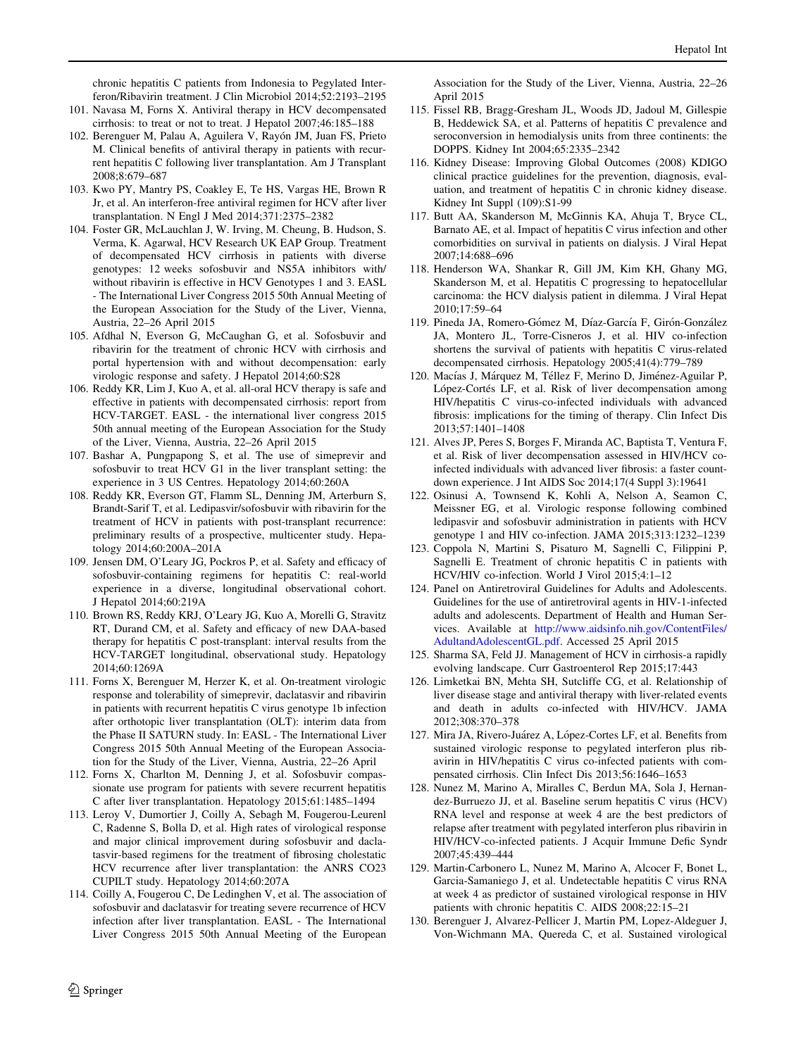chronic hepatitis C patients from Indonesia to Pegylated Interferon/Ribavirin treatment. J Clin Microbiol 2014;52:2193–2195

101. Navasa M, Forns X. Antiviral therapy in HCV decompensated cirrhosis: to treat or not to treat. J Hepatol 2007;46:185–188
102. Berenguer M, Palau A, Aguilera V, Rayón JM, Juan FS, Prieto M. Clinical benefits of antiviral therapy in patients with recurrent hepatitis C following liver transplantation. Am J Transplant 2008;8:679–687
103. Kwo PY, Mantry PS, Coakley E, Te HS, Vargas HE, Brown R Jr, et al. An interferon-free antiviral regimen for HCV after liver transplantation. N Engl J Med 2014;371:2375–2382
104. Foster GR, McLauchlan J, W. Irving, M. Cheung, B. Hudson, S. Verma, K. Agarwal, HCV Research UK EAP Group. Treatment of decompensated HCV cirrhosis in patients with diverse genotypes: 12 weeks sofosbuvir and NS5A inhibitors with/without ribavirin is effective in HCV Genotypes 1 and 3. EASL - The International Liver Congress 2015 50th Annual Meeting of the European Association for the Study of the Liver, Vienna, Austria, 22–26 April 2015
105. Afdhal N, Everson G, McCaughan G, et al. Sofosbuvir and ribavirin for the treatment of chronic HCV with cirrhosis and portal hypertension with and without decompensation: early virologic response and safety. J Hepatol 2014;60:S28
106. Reddy KR, Lim J, Kuo A, et al. all-oral HCV therapy is safe and effective in patients with decompensated cirrhosis: report from HCV-TARGET. EASL - the international liver congress 2015 50th annual meeting of the European Association for the Study of the Liver, Vienna, Austria, 22–26 April 2015
107. Bashar A, Pungpapong S, et al. The use of simeprevir and sofosbuvir to treat HCV G1 in the liver transplant setting: the experience in 3 US Centres. Hepatology 2014;60:260A
108. Reddy KR, Everson GT, Flamm SL, Denning JM, Arterburn S, Brandt-Sarif T, et al. Ledipasvir/sofosbuvir with ribavirin for the treatment of HCV in patients with post-transplant recurrence: preliminary results of a prospective, multicenter study. Hepatology 2014;60:200A–201A
109. Jensen DM, O'Leary JG, Pockros P, et al. Safety and efficacy of sofosbuvir-containing regimens for hepatitis C: real-world experience in a diverse, longitudinal observational cohort. J Hepatol 2014;60:219A
110. Brown RS, Reddy KRJ, O'Leary JG, Kuo A, Morelli G, Stravitz RT, Durand CM, et al. Safety and efficacy of new DAA-based therapy for hepatitis C post-transplant: interval results from the HCV-TARGET longitudinal, observational study. Hepatology 2014;60:1269A
111. Forns X, Berenguer M, Herzer K, et al. On-treatment virologic response and tolerability of simeprevir, daclatasvir and ribavirin in patients with recurrent hepatitis C virus genotype 1b infection after orthotopic liver transplantation (OLT): interim data from the Phase II SATURN study. In: EASL - The International Liver Congress 2015 50th Annual Meeting of the European Association for the Study of the Liver, Vienna, Austria, 22–26 April
112. Forns X, Charlton M, Denning J, et al. Sofosbuvir compassionate use program for patients with severe recurrent hepatitis C after liver transplantation. Hepatology 2015;61:1485–1494
113. Leroy V, Dumortier J, Coilly A, Sebagh M, Fougerou-Leurenl C, Radenne S, Bolla D, et al. High rates of virological response and major clinical improvement during sofosbuvir and daclatasvir-based regimens for the treatment of fibrosing cholestatic HCV recurrence after liver transplantation: the ANRS CO23 CUPILT study. Hepatology 2014;60:207A
114. Coilly A, Fougerou C, De Ledinghen V, et al. The association of sofosbuvir and daclatasvir for treating severe recurrence of HCV infection after liver transplantation. EASL - The International Liver Congress 2015 50th Annual Meeting of the European Association for the Study of the Liver, Vienna, Austria, 22–26 April 2015
115. Fissel RB, Bragg-Gresham JL, Woods JD, Jadoul M, Gillespie B, Heddewick SA, et al. Patterns of hepatitis C prevalence and seroconversion in hemodialysis units from three continents: the DOPPS. Kidney Int 2004;65:2335–2342
116. Kidney Disease: Improving Global Outcomes (2008) KDIGO clinical practice guidelines for the prevention, diagnosis, evaluation, and treatment of hepatitis C in chronic kidney disease. Kidney Int Suppl (109):S1-99
117. Butt AA, Skanderson M, McGinnis KA, Ahuja T, Bryce CL, Barnato AE, et al. Impact of hepatitis C virus infection and other comorbidities on survival in patients on dialysis. J Viral Hepat 2007;14:688–696
118. Henderson WA, Shankar R, Gill JM, Kim KH, Ghany MG, Skanderson M, et al. Hepatitis C progressing to hepatocellular carcinoma: the HCV dialysis patient in dilemma. J Viral Hepat 2010;17:59–64
119. Pineda JA, Romero-Gómez M, Díaz-García F, Girón-González JA, Montero JL, Torre-Cisneros J, et al. HIV co-infection shortens the survival of patients with hepatitis C virus-related decompensated cirrhosis. Hepatology 2005;41(4):779–789
120. Macías J, Márquez M, Téllez F, Merino D, Jiménez-Aguilar P, López-Cortés LF, et al. Risk of liver decompensation among HIV/hepatitis C virus-co-infected individuals with advanced fibrosis: implications for the timing of therapy. Clin Infect Dis 2013;57:1401–1408
121. Alves JP, Peres S, Borges F, Miranda AC, Baptista T, Ventura F, et al. Risk of liver decompensation assessed in HIV/HCV co-infected individuals with advanced liver fibrosis: a faster countdown experience. J Int AIDS Soc 2014;17(4 Suppl 3):19641
122. Osinusi A, Townsend K, Kohli A, Nelson A, Seamon C, Meissner EG, et al. Virologic response following combined ledipasvir and sofosbuvir administration in patients with HCV genotype 1 and HIV co-infection. JAMA 2015;313:1232–1239
123. Coppola N, Martini S, Pisaturo M, Sagnelli C, Filippini P, Sagnelli E. Treatment of chronic hepatitis C in patients with HCV/HIV co-infection. World J Virol 2015;4:1–12
124. Panel on Antiretroviral Guidelines for Adults and Adolescents. Guidelines for the use of antiretroviral agents in HIV-1-infected adults and adolescents. Department of Health and Human Services. Available at http://www.aidsinfo.nih.gov/ContentFiles/AdultandAdolescentGL.pdf. Accessed 25 April 2015
125. Sharma SA, Feld JJ. Management of HCV in cirrhosis-a rapidly evolving landscape. Curr Gastroenterol Rep 2015;17:443
126. Limketkai BN, Mehta SH, Sutcliffe CG, et al. Relationship of liver disease stage and antiviral therapy with liver-related events and death in adults co-infected with HIV/HCV. JAMA 2012;308:370–378
127. Mira JA, Rivero-Juárez A, López-Cortes LF, et al. Benefits from sustained virologic response to pegylated interferon plus ribavirin in HIV/hepatitis C virus co-infected patients with compensated cirrhosis. Clin Infect Dis 2013;56:1646–1653
128. Nunez M, Marino A, Miralles C, Berdun MA, Sola J, Hernandez-Burruezo JJ, et al. Baseline serum hepatitis C virus (HCV) RNA level and response at week 4 are the best predictors of relapse after treatment with pegylated interferon plus ribavirin in HIV/HCV-co-infected patients. J Acquir Immune Defic Syndr 2007;45:439–444
129. Martin-Carbonero L, Nunez M, Marino A, Alcocer F, Bonet L, Garcia-Samaniego J, et al. Undetectable hepatitis C virus RNA at week 4 as predictor of sustained virological response in HIV patients with chronic hepatitis C. AIDS 2008;22:15–21
130. Berenguer J, Alvarez-Pellicer J, Martin PM, Lopez-Aldeguer J, Von-Wichmann MA, Quereda C, et al. Sustained virological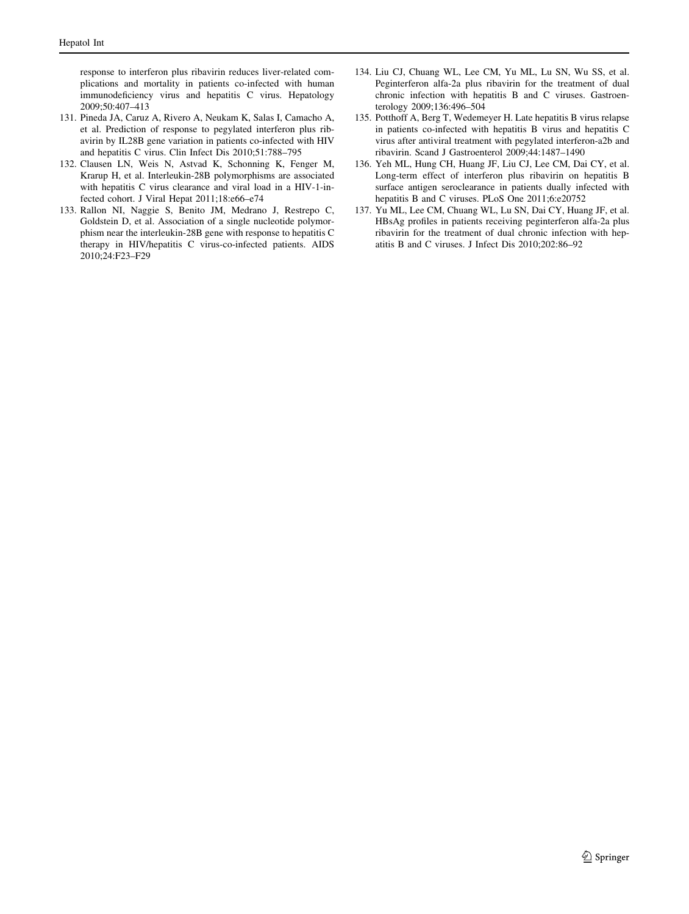response to interferon plus ribavirin reduces liver-related complications and mortality in patients co-infected with human immunodeficiency virus and hepatitis C virus. Hepatology 2009;50:407–413

131. Pineda JA, Caruz A, Rivero A, Neukam K, Salas I, Camacho A, et al. Prediction of response to pegylated interferon plus ribavirin by IL28B gene variation in patients co-infected with HIV and hepatitis C virus. Clin Infect Dis 2010;51:788–795
132. Clausen LN, Weis N, Astvad K, Schonning K, Fenger M, Krarup H, et al. Interleukin-28B polymorphisms are associated with hepatitis C virus clearance and viral load in a HIV-1-infected cohort. J Viral Hepat 2011;18:e66–e74
133. Rallon NI, Naggie S, Benito JM, Medrano J, Restrepo C, Goldstein D, et al. Association of a single nucleotide polymorphism near the interleukin-28B gene with response to hepatitis C therapy in HIV/hepatitis C virus-co-infected patients. AIDS 2010;24:F23–F29
134. Liu CJ, Chuang WL, Lee CM, Yu ML, Lu SN, Wu SS, et al. Peginterferon alfa-2a plus ribavirin for the treatment of dual chronic infection with hepatitis B and C viruses. Gastroenterology 2009;136:496–504
135. Potthoff A, Berg T, Wedemeyer H. Late hepatitis B virus relapse in patients co-infected with hepatitis B virus and hepatitis C virus after antiviral treatment with pegylated interferon-a2b and ribavirin. Scand J Gastroenterol 2009;44:1487–1490
136. Yeh ML, Hung CH, Huang JF, Liu CJ, Lee CM, Dai CY, et al. Long-term effect of interferon plus ribavirin on hepatitis B surface antigen seroclearance in patients dually infected with hepatitis B and C viruses. PLoS One 2011;6:e20752
137. Yu ML, Lee CM, Chuang WL, Lu SN, Dai CY, Huang JF, et al. HBsAg profiles in patients receiving peginterferon alfa-2a plus ribavirin for the treatment of dual chronic infection with hepatitis B and C viruses. J Infect Dis 2010;202:86–92